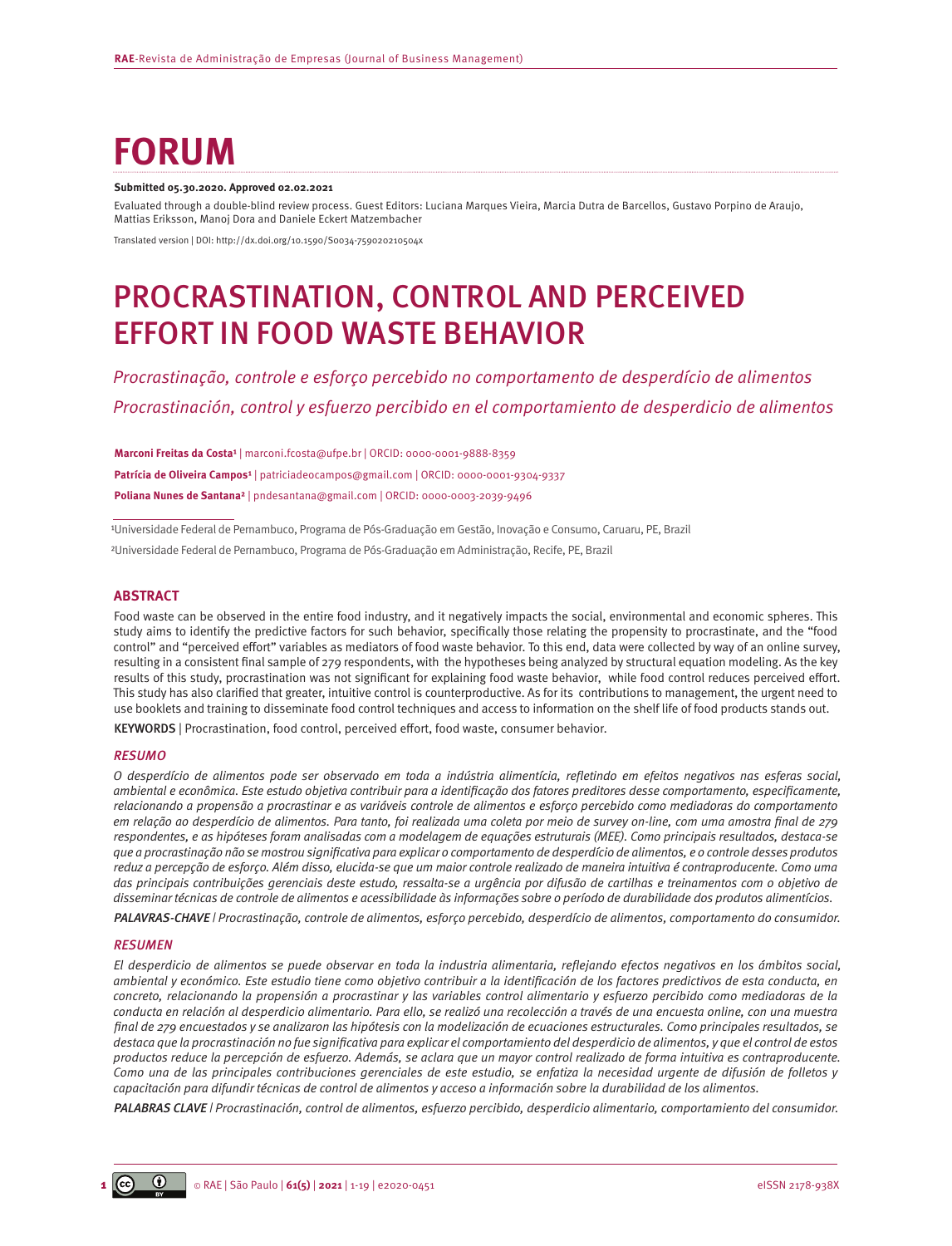# FORUM

**Submitted 05.30.2020. Approved 02.02.2021**

Evaluated through a double-blind review process. Guest Editors: Luciana Marques Vieira, Marcia Dutra de Barcellos, Gustavo Porpino de Araujo, Mattias Eriksson, Manoj Dora and Daniele Eckert Matzembacher

Translated version | DOI: http://dx.doi.org/10.1590/S0034-759020210504x

# PROCRASTINATION, CONTROL AND PERCEIVED EFFORT IN FOOD WASTE BEHAVIOR

*Procrastinação, controle e esforço percebido no comportamento de desperdício de alimentos*

*Procrastinación, control y esfuerzo percibido en el comportamiento de desperdicio de alimentos*

**Marconi Freitas da Costa**[1] | marconi.fcosta@ufpe.br | ORCID: 0000-0001-9888-8359

**Patrícia de Oliveira Campos**[1] | patriciadeocampos@gmail.com | ORCID: 0000-0001-9304-9337

**Poliana Nunes de Santana**[2] | pndesantana@gmail.com | ORCID: 0000-0003-2039-9496

[1]Universidade Federal de Pernambuco, Programa de Pós-Graduação em Gestão, Inovação e Consumo, Caruaru, PE, Brazil

[2]Universidade Federal de Pernambuco, Programa de Pós-Graduação em Administração, Recife, PE, Brazil

## ABSTRACT

Food waste can be observed in the entire food industry, and it negatively impacts the social, environmental and economic spheres. This study aims to identify the predictive factors for such behavior, specifically those relating the propensity to procrastinate, and the "food control" and "perceived effort" variables as mediators of food waste behavior. To this end, data were collected by way of an online survey, resulting in a consistent final sample of 279 respondents, with the hypotheses being analyzed by structural equation modeling. As the key results of this study, procrastination was not significant for explaining food waste behavior, while food control reduces perceived effort. This study has also clarified that greater, intuitive control is counterproductive. As for its contributions to management, the urgent need to use booklets and training to disseminate food control techniques and access to information on the shelf life of food products stands out.

KEYWORDS | Procrastination, food control, perceived effort, food waste, consumer behavior.

## RESUMO

*O desperdício de alimentos pode ser observado em toda a indústria alimentícia, refletindo em efeitos negativos nas esferas social, ambiental e econômica. Este estudo objetiva contribuir para a identificação dos fatores preditores desse comportamento, especificamente, relacionando a propensão a procrastinar e as variáveis controle de alimentos e esforço percebido como mediadoras do comportamento em relação ao desperdício de alimentos. Para tanto, foi realizada uma coleta por meio de survey on-line, com uma amostra final de 279 respondentes, e as hipóteses foram analisadas com a modelagem de equações estruturais (MEE). Como principais resultados, destaca-se que a procrastinação não se mostrou significativa para explicar o comportamento de desperdício de alimentos, e o controle desses produtos reduz a percepção de esforço. Além disso, elucida-se que um maior controle realizado de maneira intuitiva é contraproducente. Como uma das principais contribuições gerenciais deste estudo, ressalta-se a urgência por difusão de cartilhas e treinamentos com o objetivo de disseminar técnicas de controle de alimentos e acessibilidade às informações sobre o período de durabilidade dos produtos alimentícios.*

*PALAVRAS-CHAVE | Procrastinação, controle de alimentos, esforço percebido, desperdício de alimentos, comportamento do consumidor.*

## RESUMEN

*El desperdicio de alimentos se puede observar en toda la industria alimentaria, reflejando efectos negativos en los ámbitos social, ambiental y económico. Este estudio tiene como objetivo contribuir a la identificación de los factores predictivos de esta conducta, en concreto, relacionando la propensión a procrastinar y las variables control alimentario y esfuerzo percibido como mediadoras de la conducta en relación al desperdicio alimentario. Para ello, se realizó una recolección a través de una encuesta online, con una muestra final de 279 encuestados y se analizaron las hipótesis con la modelización de ecuaciones estructurales. Como principales resultados, se destaca que la procrastinación no fue significativa para explicar el comportamiento del desperdicio de alimentos, y que el control de estos productos reduce la percepción de esfuerzo. Además, se aclara que un mayor control realizado de forma intuitiva es contraproducente. Como una de las principales contribuciones gerenciales de este estudio, se enfatiza la necesidad urgente de difusión de folletos y capacitación para difundir técnicas de control de alimentos y acceso a información sobre la durabilidad de los alimentos.*

*PALABRAS CLAVE | Procrastinación, control de alimentos, esfuerzo percibido, desperdicio alimentario, comportamiento del consumidor.*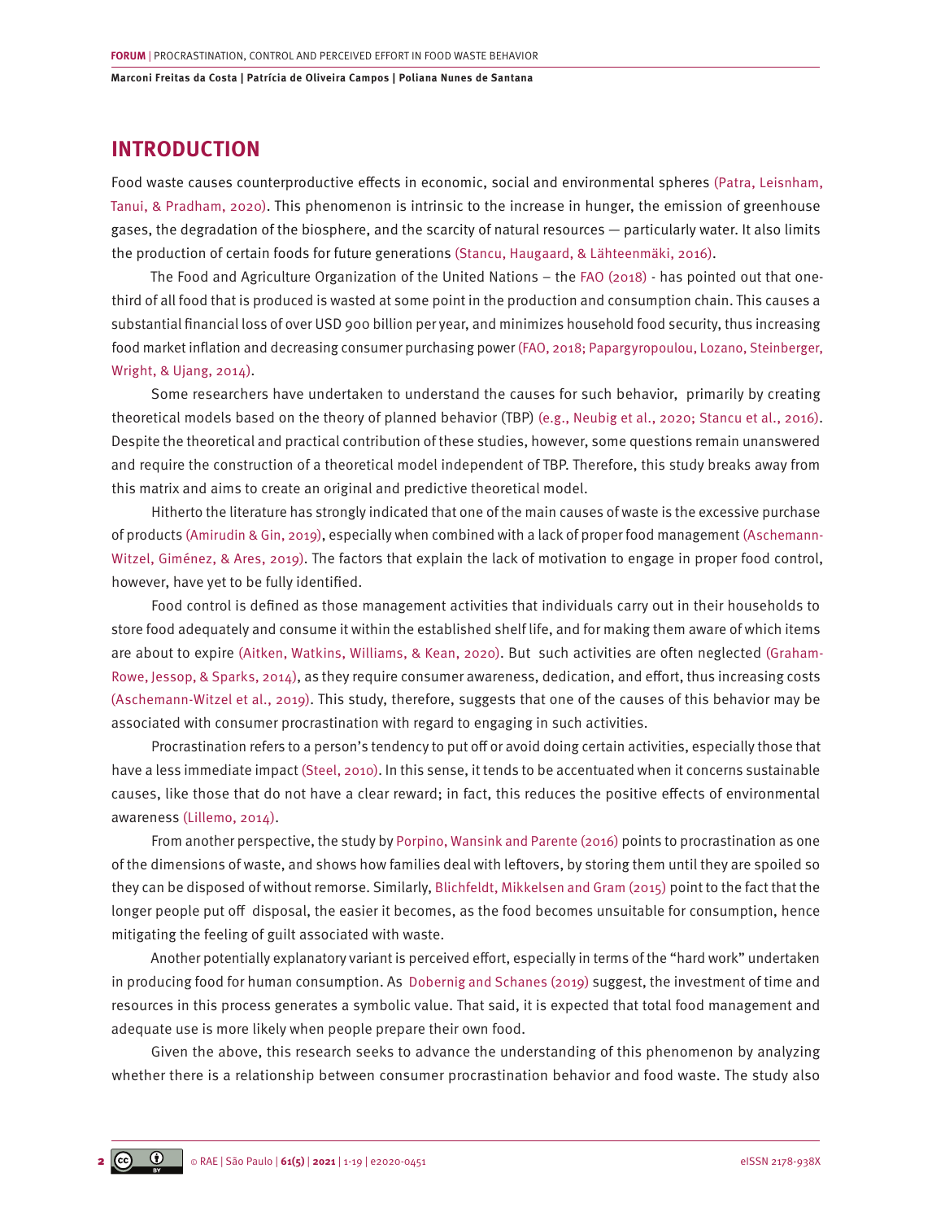## INTRODUCTION

Food waste causes counterproductive effects in economic, social and environmental spheres (Patra, Leisnham, Tanui, & Pradham, 2020). This phenomenon is intrinsic to the increase in hunger, the emission of greenhouse gases, the degradation of the biosphere, and the scarcity of natural resources — particularly water. It also limits the production of certain foods for future generations (Stancu, Haugaard, & Lähteenmäki, 2016).

The Food and Agriculture Organization of the United Nations – the FAO (2018) - has pointed out that one-third of all food that is produced is wasted at some point in the production and consumption chain. This causes a substantial financial loss of over USD 900 billion per year, and minimizes household food security, thus increasing food market inflation and decreasing consumer purchasing power (FAO, 2018; Papargyropoulou, Lozano, Steinberger, Wright, & Ujang, 2014).

Some researchers have undertaken to understand the causes for such behavior, primarily by creating theoretical models based on the theory of planned behavior (TBP) (e.g., Neubig et al., 2020; Stancu et al., 2016). Despite the theoretical and practical contribution of these studies, however, some questions remain unanswered and require the construction of a theoretical model independent of TBP. Therefore, this study breaks away from this matrix and aims to create an original and predictive theoretical model.

Hitherto the literature has strongly indicated that one of the main causes of waste is the excessive purchase of products (Amirudin & Gin, 2019), especially when combined with a lack of proper food management (Aschemann-Witzel, Giménez, & Ares, 2019). The factors that explain the lack of motivation to engage in proper food control, however, have yet to be fully identified.

Food control is defined as those management activities that individuals carry out in their households to store food adequately and consume it within the established shelf life, and for making them aware of which items are about to expire (Aitken, Watkins, Williams, & Kean, 2020). But such activities are often neglected (Graham-Rowe, Jessop, & Sparks, 2014), as they require consumer awareness, dedication, and effort, thus increasing costs (Aschemann-Witzel et al., 2019). This study, therefore, suggests that one of the causes of this behavior may be associated with consumer procrastination with regard to engaging in such activities.

Procrastination refers to a person's tendency to put off or avoid doing certain activities, especially those that have a less immediate impact (Steel, 2010). In this sense, it tends to be accentuated when it concerns sustainable causes, like those that do not have a clear reward; in fact, this reduces the positive effects of environmental awareness (Lillemo, 2014).

From another perspective, the study by Porpino, Wansink and Parente (2016) points to procrastination as one of the dimensions of waste, and shows how families deal with leftovers, by storing them until they are spoiled so they can be disposed of without remorse. Similarly, Blichfeldt, Mikkelsen and Gram (2015) point to the fact that the longer people put off disposal, the easier it becomes, as the food becomes unsuitable for consumption, hence mitigating the feeling of guilt associated with waste.

Another potentially explanatory variant is perceived effort, especially in terms of the "hard work" undertaken in producing food for human consumption. As Dobernig and Schanes (2019) suggest, the investment of time and resources in this process generates a symbolic value. That said, it is expected that total food management and adequate use is more likely when people prepare their own food.

Given the above, this research seeks to advance the understanding of this phenomenon by analyzing whether there is a relationship between consumer procrastination behavior and food waste. The study also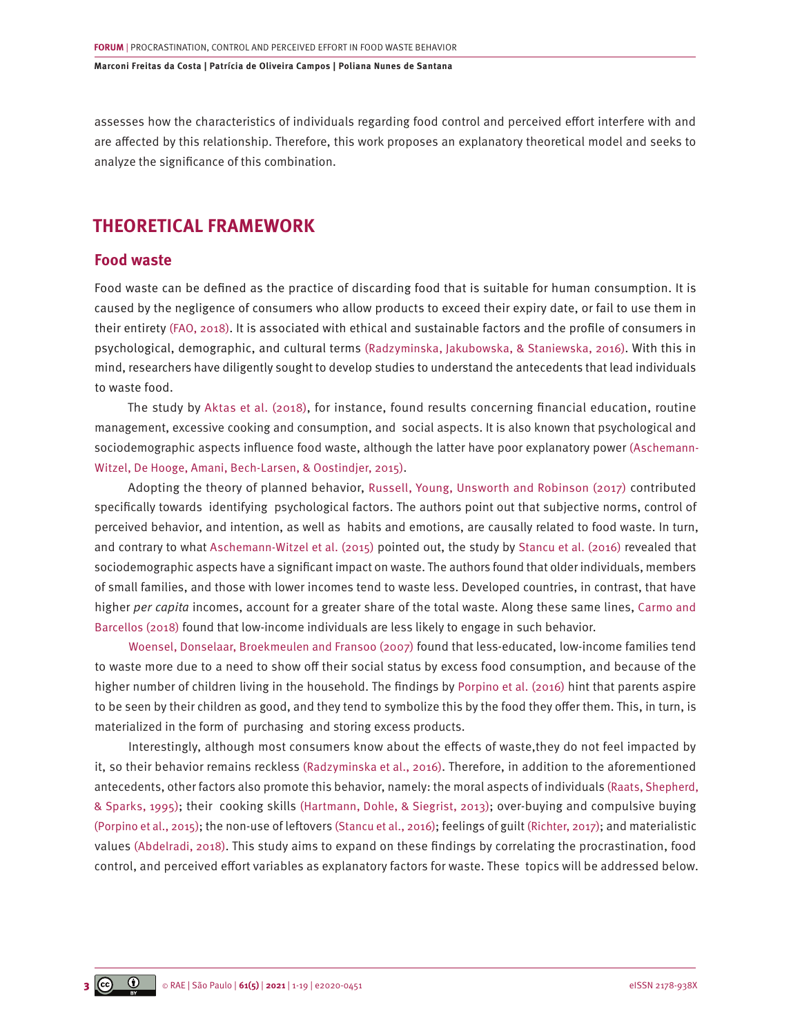assesses how the characteristics of individuals regarding food control and perceived effort interfere with and are affected by this relationship. Therefore, this work proposes an explanatory theoretical model and seeks to analyze the significance of this combination.

## THEORETICAL FRAMEWORK

### Food waste

Food waste can be defined as the practice of discarding food that is suitable for human consumption. It is caused by the negligence of consumers who allow products to exceed their expiry date, or fail to use them in their entirety (FAO, 2018). It is associated with ethical and sustainable factors and the profile of consumers in psychological, demographic, and cultural terms (Radzyminska, Jakubowska, & Staniewska, 2016). With this in mind, researchers have diligently sought to develop studies to understand the antecedents that lead individuals to waste food.

The study by Aktas et al. (2018), for instance, found results concerning financial education, routine management, excessive cooking and consumption, and social aspects. It is also known that psychological and sociodemographic aspects influence food waste, although the latter have poor explanatory power (Aschemann-Witzel, De Hooge, Amani, Bech-Larsen, & Oostindjer, 2015).

Adopting the theory of planned behavior, Russell, Young, Unsworth and Robinson (2017) contributed specifically towards identifying psychological factors. The authors point out that subjective norms, control of perceived behavior, and intention, as well as habits and emotions, are causally related to food waste. In turn, and contrary to what Aschemann-Witzel et al. (2015) pointed out, the study by Stancu et al. (2016) revealed that sociodemographic aspects have a significant impact on waste. The authors found that older individuals, members of small families, and those with lower incomes tend to waste less. Developed countries, in contrast, that have higher *per capita* incomes, account for a greater share of the total waste. Along these same lines, Carmo and Barcellos (2018) found that low-income individuals are less likely to engage in such behavior.

Woensel, Donselaar, Broekmeulen and Fransoo (2007) found that less-educated, low-income families tend to waste more due to a need to show off their social status by excess food consumption, and because of the higher number of children living in the household. The findings by Porpino et al. (2016) hint that parents aspire to be seen by their children as good, and they tend to symbolize this by the food they offer them. This, in turn, is materialized in the form of purchasing and storing excess products.

Interestingly, although most consumers know about the effects of waste,they do not feel impacted by it, so their behavior remains reckless (Radzyminska et al., 2016). Therefore, in addition to the aforementioned antecedents, other factors also promote this behavior, namely: the moral aspects of individuals (Raats, Shepherd, & Sparks, 1995); their cooking skills (Hartmann, Dohle, & Siegrist, 2013); over-buying and compulsive buying (Porpino et al., 2015); the non-use of leftovers (Stancu et al., 2016); feelings of guilt (Richter, 2017); and materialistic values (Abdelradi, 2018). This study aims to expand on these findings by correlating the procrastination, food control, and perceived effort variables as explanatory factors for waste. These topics will be addressed below.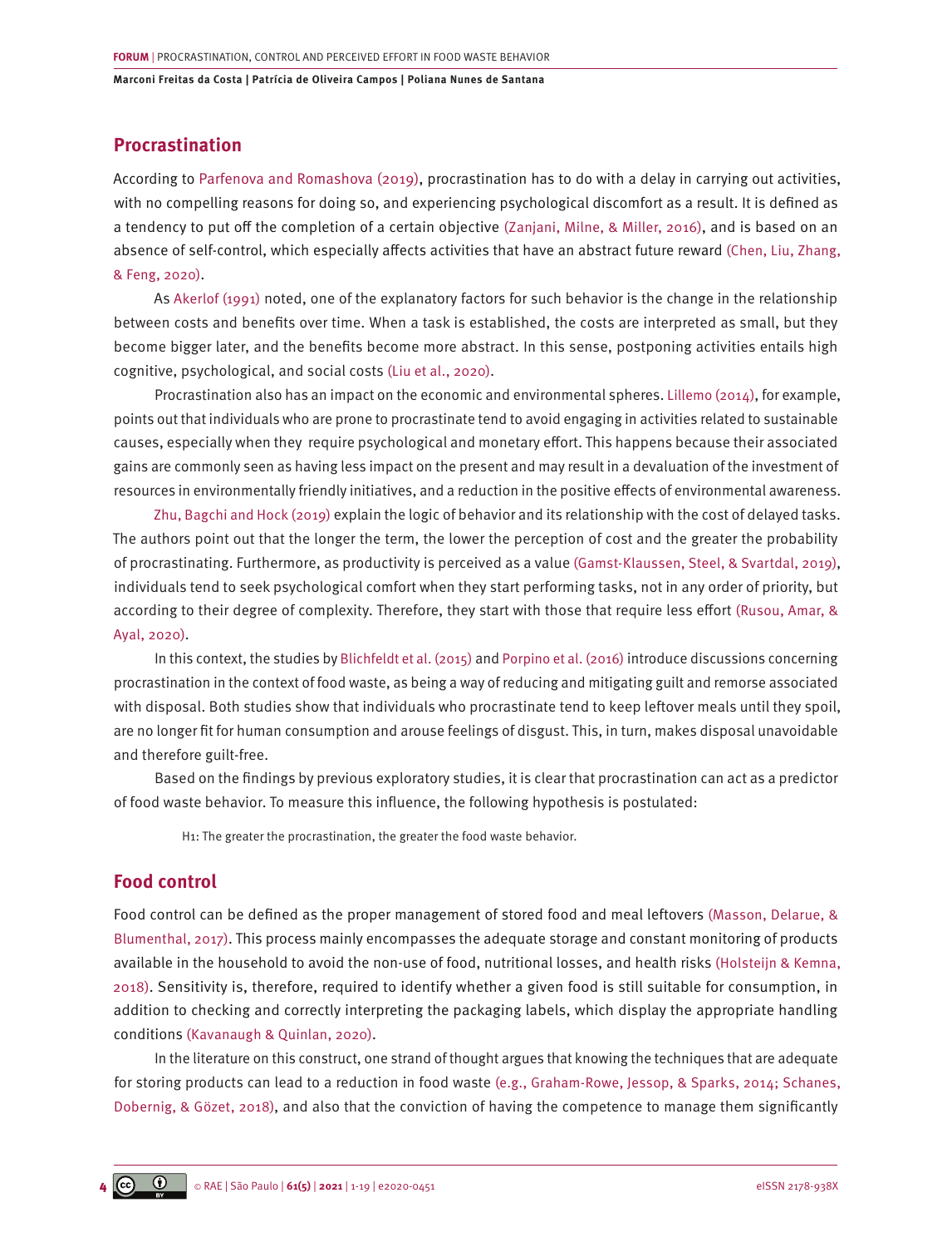## Procrastination

According to Parfenova and Romashova (2019), procrastination has to do with a delay in carrying out activities, with no compelling reasons for doing so, and experiencing psychological discomfort as a result. It is defined as a tendency to put off the completion of a certain objective (Zanjani, Milne, & Miller, 2016), and is based on an absence of self-control, which especially affects activities that have an abstract future reward (Chen, Liu, Zhang, & Feng, 2020).

As Akerlof (1991) noted, one of the explanatory factors for such behavior is the change in the relationship between costs and benefits over time. When a task is established, the costs are interpreted as small, but they become bigger later, and the benefits become more abstract. In this sense, postponing activities entails high cognitive, psychological, and social costs (Liu et al., 2020).

Procrastination also has an impact on the economic and environmental spheres. Lillemo (2014), for example, points out that individuals who are prone to procrastinate tend to avoid engaging in activities related to sustainable causes, especially when they require psychological and monetary effort. This happens because their associated gains are commonly seen as having less impact on the present and may result in a devaluation of the investment of resources in environmentally friendly initiatives, and a reduction in the positive effects of environmental awareness.

Zhu, Bagchi and Hock (2019) explain the logic of behavior and its relationship with the cost of delayed tasks. The authors point out that the longer the term, the lower the perception of cost and the greater the probability of procrastinating. Furthermore, as productivity is perceived as a value (Gamst-Klaussen, Steel, & Svartdal, 2019), individuals tend to seek psychological comfort when they start performing tasks, not in any order of priority, but according to their degree of complexity. Therefore, they start with those that require less effort (Rusou, Amar, & Ayal, 2020).

In this context, the studies by Blichfeldt et al. (2015) and Porpino et al. (2016) introduce discussions concerning procrastination in the context of food waste, as being a way of reducing and mitigating guilt and remorse associated with disposal. Both studies show that individuals who procrastinate tend to keep leftover meals until they spoil, are no longer fit for human consumption and arouse feelings of disgust. This, in turn, makes disposal unavoidable and therefore guilt-free.

Based on the findings by previous exploratory studies, it is clear that procrastination can act as a predictor of food waste behavior. To measure this influence, the following hypothesis is postulated:

> H1: The greater the procrastination, the greater the food waste behavior.

## Food control

Food control can be defined as the proper management of stored food and meal leftovers (Masson, Delarue, & Blumenthal, 2017). This process mainly encompasses the adequate storage and constant monitoring of products available in the household to avoid the non-use of food, nutritional losses, and health risks (Holsteijn & Kemna, 2018). Sensitivity is, therefore, required to identify whether a given food is still suitable for consumption, in addition to checking and correctly interpreting the packaging labels, which display the appropriate handling conditions (Kavanaugh & Quinlan, 2020).

In the literature on this construct, one strand of thought argues that knowing the techniques that are adequate for storing products can lead to a reduction in food waste (e.g., Graham-Rowe, Jessop, & Sparks, 2014; Schanes, Dobernig, & Gözet, 2018), and also that the conviction of having the competence to manage them significantly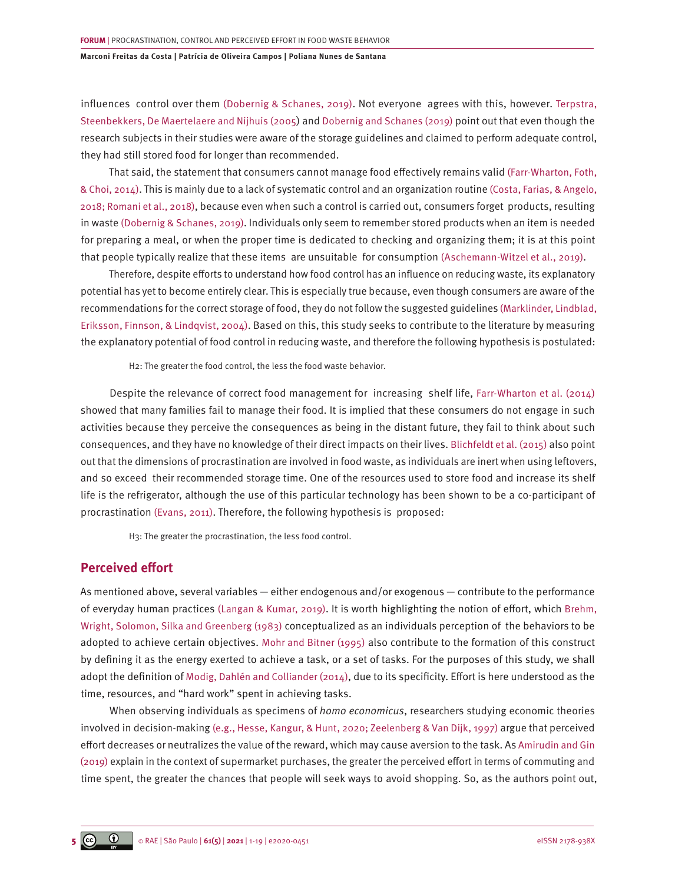influences control over them (Dobernig & Schanes, 2019). Not everyone agrees with this, however. Terpstra, Steenbekkers, De Maertelaere and Nijhuis (2005) and Dobernig and Schanes (2019) point out that even though the research subjects in their studies were aware of the storage guidelines and claimed to perform adequate control, they had still stored food for longer than recommended.

That said, the statement that consumers cannot manage food effectively remains valid (Farr-Wharton, Foth, & Choi, 2014). This is mainly due to a lack of systematic control and an organization routine (Costa, Farias, & Angelo, 2018; Romani et al., 2018), because even when such a control is carried out, consumers forget products, resulting in waste (Dobernig & Schanes, 2019). Individuals only seem to remember stored products when an item is needed for preparing a meal, or when the proper time is dedicated to checking and organizing them; it is at this point that people typically realize that these items are unsuitable for consumption (Aschemann-Witzel et al., 2019).

Therefore, despite efforts to understand how food control has an influence on reducing waste, its explanatory potential has yet to become entirely clear. This is especially true because, even though consumers are aware of the recommendations for the correct storage of food, they do not follow the suggested guidelines (Marklinder, Lindblad, Eriksson, Finnson, & Lindqvist, 2004). Based on this, this study seeks to contribute to the literature by measuring the explanatory potential of food control in reducing waste, and therefore the following hypothesis is postulated:

H2: The greater the food control, the less the food waste behavior.

Despite the relevance of correct food management for increasing shelf life, Farr-Wharton et al. (2014) showed that many families fail to manage their food. It is implied that these consumers do not engage in such activities because they perceive the consequences as being in the distant future, they fail to think about such consequences, and they have no knowledge of their direct impacts on their lives. Blichfeldt et al. (2015) also point out that the dimensions of procrastination are involved in food waste, as individuals are inert when using leftovers, and so exceed their recommended storage time. One of the resources used to store food and increase its shelf life is the refrigerator, although the use of this particular technology has been shown to be a co-participant of procrastination (Evans, 2011). Therefore, the following hypothesis is proposed:

H3: The greater the procrastination, the less food control.

## Perceived effort

As mentioned above, several variables — either endogenous and/or exogenous — contribute to the performance of everyday human practices (Langan & Kumar, 2019). It is worth highlighting the notion of effort, which Brehm, Wright, Solomon, Silka and Greenberg (1983) conceptualized as an individuals perception of the behaviors to be adopted to achieve certain objectives. Mohr and Bitner (1995) also contribute to the formation of this construct by defining it as the energy exerted to achieve a task, or a set of tasks. For the purposes of this study, we shall adopt the definition of Modig, Dahlén and Colliander (2014), due to its specificity. Effort is here understood as the time, resources, and "hard work" spent in achieving tasks.

When observing individuals as specimens of *homo economicus*, researchers studying economic theories involved in decision-making (e.g., Hesse, Kangur, & Hunt, 2020; Zeelenberg & Van Dijk, 1997) argue that perceived effort decreases or neutralizes the value of the reward, which may cause aversion to the task. As Amirudin and Gin (2019) explain in the context of supermarket purchases, the greater the perceived effort in terms of commuting and time spent, the greater the chances that people will seek ways to avoid shopping. So, as the authors point out,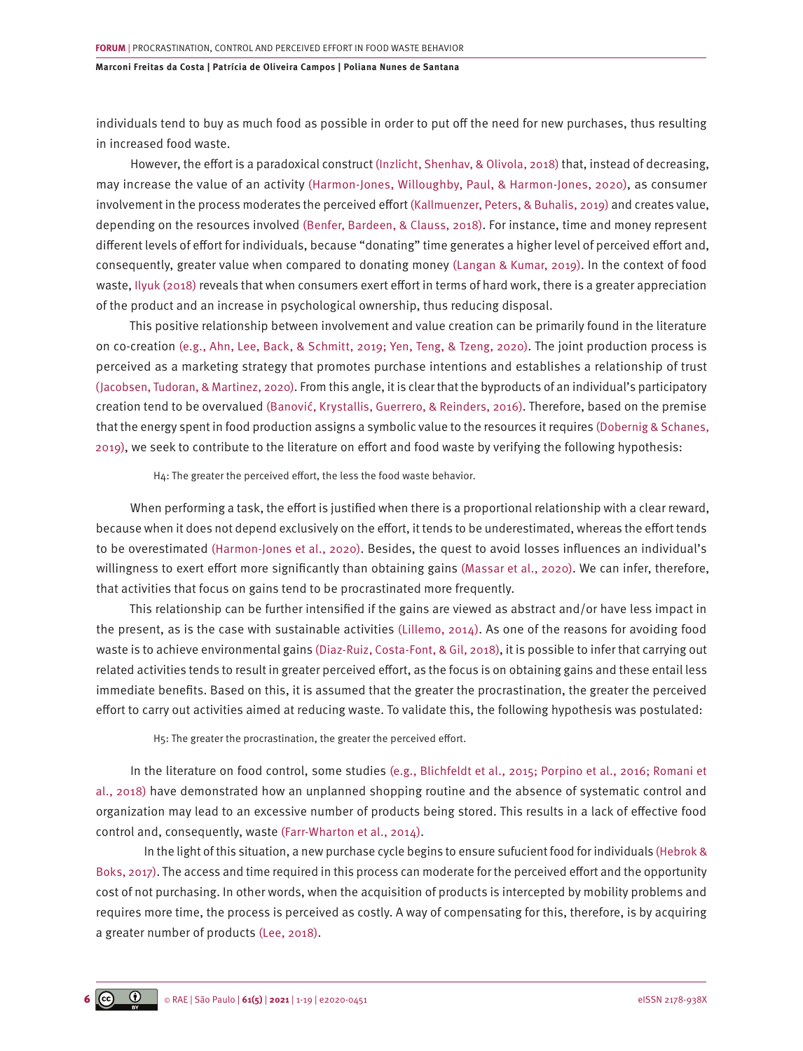individuals tend to buy as much food as possible in order to put off the need for new purchases, thus resulting in increased food waste.

However, the effort is a paradoxical construct (Inzlicht, Shenhav, & Olivola, 2018) that, instead of decreasing, may increase the value of an activity (Harmon-Jones, Willoughby, Paul, & Harmon-Jones, 2020), as consumer involvement in the process moderates the perceived effort (Kallmuenzer, Peters, & Buhalis, 2019) and creates value, depending on the resources involved (Benfer, Bardeen, & Clauss, 2018). For instance, time and money represent different levels of effort for individuals, because "donating" time generates a higher level of perceived effort and, consequently, greater value when compared to donating money (Langan & Kumar, 2019). In the context of food waste, Ilyuk (2018) reveals that when consumers exert effort in terms of hard work, there is a greater appreciation of the product and an increase in psychological ownership, thus reducing disposal.

This positive relationship between involvement and value creation can be primarily found in the literature on co-creation (e.g., Ahn, Lee, Back, & Schmitt, 2019; Yen, Teng, & Tzeng, 2020). The joint production process is perceived as a marketing strategy that promotes purchase intentions and establishes a relationship of trust (Jacobsen, Tudoran, & Martinez, 2020). From this angle, it is clear that the byproducts of an individual's participatory creation tend to be overvalued (Banović, Krystallis, Guerrero, & Reinders, 2016). Therefore, based on the premise that the energy spent in food production assigns a symbolic value to the resources it requires (Dobernig & Schanes, 2019), we seek to contribute to the literature on effort and food waste by verifying the following hypothesis:

> H4: The greater the perceived effort, the less the food waste behavior.

When performing a task, the effort is justified when there is a proportional relationship with a clear reward, because when it does not depend exclusively on the effort, it tends to be underestimated, whereas the effort tends to be overestimated (Harmon-Jones et al., 2020). Besides, the quest to avoid losses influences an individual's willingness to exert effort more significantly than obtaining gains (Massar et al., 2020). We can infer, therefore, that activities that focus on gains tend to be procrastinated more frequently.

This relationship can be further intensified if the gains are viewed as abstract and/or have less impact in the present, as is the case with sustainable activities (Lillemo, 2014). As one of the reasons for avoiding food waste is to achieve environmental gains (Diaz-Ruiz, Costa-Font, & Gil, 2018), it is possible to infer that carrying out related activities tends to result in greater perceived effort, as the focus is on obtaining gains and these entail less immediate benefits. Based on this, it is assumed that the greater the procrastination, the greater the perceived effort to carry out activities aimed at reducing waste. To validate this, the following hypothesis was postulated:

> H5: The greater the procrastination, the greater the perceived effort.

In the literature on food control, some studies (e.g., Blichfeldt et al., 2015; Porpino et al., 2016; Romani et al., 2018) have demonstrated how an unplanned shopping routine and the absence of systematic control and organization may lead to an excessive number of products being stored. This results in a lack of effective food control and, consequently, waste (Farr-Wharton et al., 2014).

In the light of this situation, a new purchase cycle begins to ensure sufucient food for individuals (Hebrok & Boks, 2017). The access and time required in this process can moderate for the perceived effort and the opportunity cost of not purchasing. In other words, when the acquisition of products is intercepted by mobility problems and requires more time, the process is perceived as costly. A way of compensating for this, therefore, is by acquiring a greater number of products (Lee, 2018).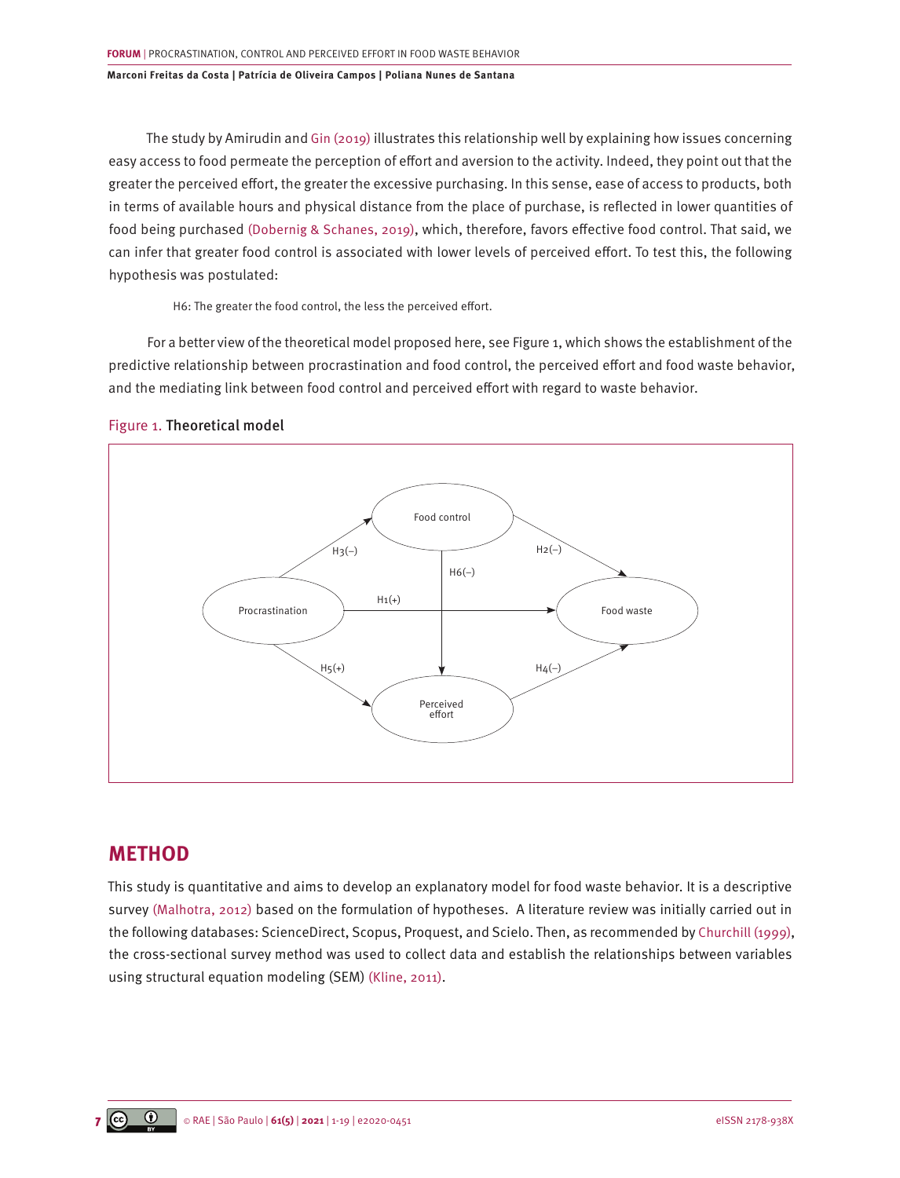The study by Amirudin and Gin (2019) illustrates this relationship well by explaining how issues concerning easy access to food permeate the perception of effort and aversion to the activity. Indeed, they point out that the greater the perceived effort, the greater the excessive purchasing. In this sense, ease of access to products, both in terms of available hours and physical distance from the place of purchase, is reflected in lower quantities of food being purchased (Dobernig & Schanes, 2019), which, therefore, favors effective food control. That said, we can infer that greater food control is associated with lower levels of perceived effort. To test this, the following hypothesis was postulated:

> H6: The greater the food control, the less the perceived effort.

For a better view of the theoretical model proposed here, see Figure 1, which shows the establishment of the predictive relationship between procrastination and food control, the perceived effort and food waste behavior, and the mediating link between food control and perceived effort with regard to waste behavior.

Figure 1. Theoretical model

Food control

H3(–)

H2(–)

H6(–)

Procrastination

H1(+)

Food waste

H5(+)

H4(–)

Perceived effort

## METHOD

This study is quantitative and aims to develop an explanatory model for food waste behavior. It is a descriptive survey (Malhotra, 2012) based on the formulation of hypotheses. A literature review was initially carried out in the following databases: ScienceDirect, Scopus, Proquest, and Scielo. Then, as recommended by Churchill (1999), the cross-sectional survey method was used to collect data and establish the relationships between variables using structural equation modeling (SEM) (Kline, 2011).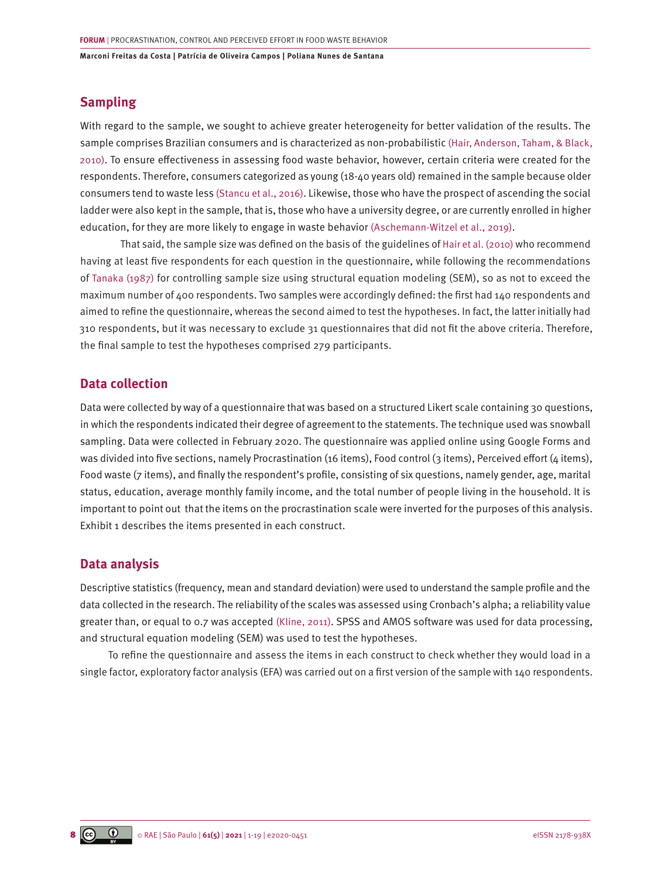## Sampling

With regard to the sample, we sought to achieve greater heterogeneity for better validation of the results. The sample comprises Brazilian consumers and is characterized as non-probabilistic (Hair, Anderson, Taham, & Black, 2010). To ensure effectiveness in assessing food waste behavior, however, certain criteria were created for the respondents. Therefore, consumers categorized as young (18-40 years old) remained in the sample because older consumers tend to waste less (Stancu et al., 2016). Likewise, those who have the prospect of ascending the social ladder were also kept in the sample, that is, those who have a university degree, or are currently enrolled in higher education, for they are more likely to engage in waste behavior (Aschemann-Witzel et al., 2019).

That said, the sample size was defined on the basis of the guidelines of Hair et al. (2010) who recommend having at least five respondents for each question in the questionnaire, while following the recommendations of Tanaka (1987) for controlling sample size using structural equation modeling (SEM), so as not to exceed the maximum number of 400 respondents. Two samples were accordingly defined: the first had 140 respondents and aimed to refine the questionnaire, whereas the second aimed to test the hypotheses. In fact, the latter initially had 310 respondents, but it was necessary to exclude 31 questionnaires that did not fit the above criteria. Therefore, the final sample to test the hypotheses comprised 279 participants.

## Data collection

Data were collected by way of a questionnaire that was based on a structured Likert scale containing 30 questions, in which the respondents indicated their degree of agreement to the statements. The technique used was snowball sampling. Data were collected in February 2020. The questionnaire was applied online using Google Forms and was divided into five sections, namely Procrastination (16 items), Food control (3 items), Perceived effort (4 items), Food waste (7 items), and finally the respondent's profile, consisting of six questions, namely gender, age, marital status, education, average monthly family income, and the total number of people living in the household. It is important to point out that the items on the procrastination scale were inverted for the purposes of this analysis. Exhibit 1 describes the items presented in each construct.

## Data analysis

Descriptive statistics (frequency, mean and standard deviation) were used to understand the sample profile and the data collected in the research. The reliability of the scales was assessed using Cronbach's alpha; a reliability value greater than, or equal to 0.7 was accepted (Kline, 2011). SPSS and AMOS software was used for data processing, and structural equation modeling (SEM) was used to test the hypotheses.

To refine the questionnaire and assess the items in each construct to check whether they would load in a single factor, exploratory factor analysis (EFA) was carried out on a first version of the sample with 140 respondents.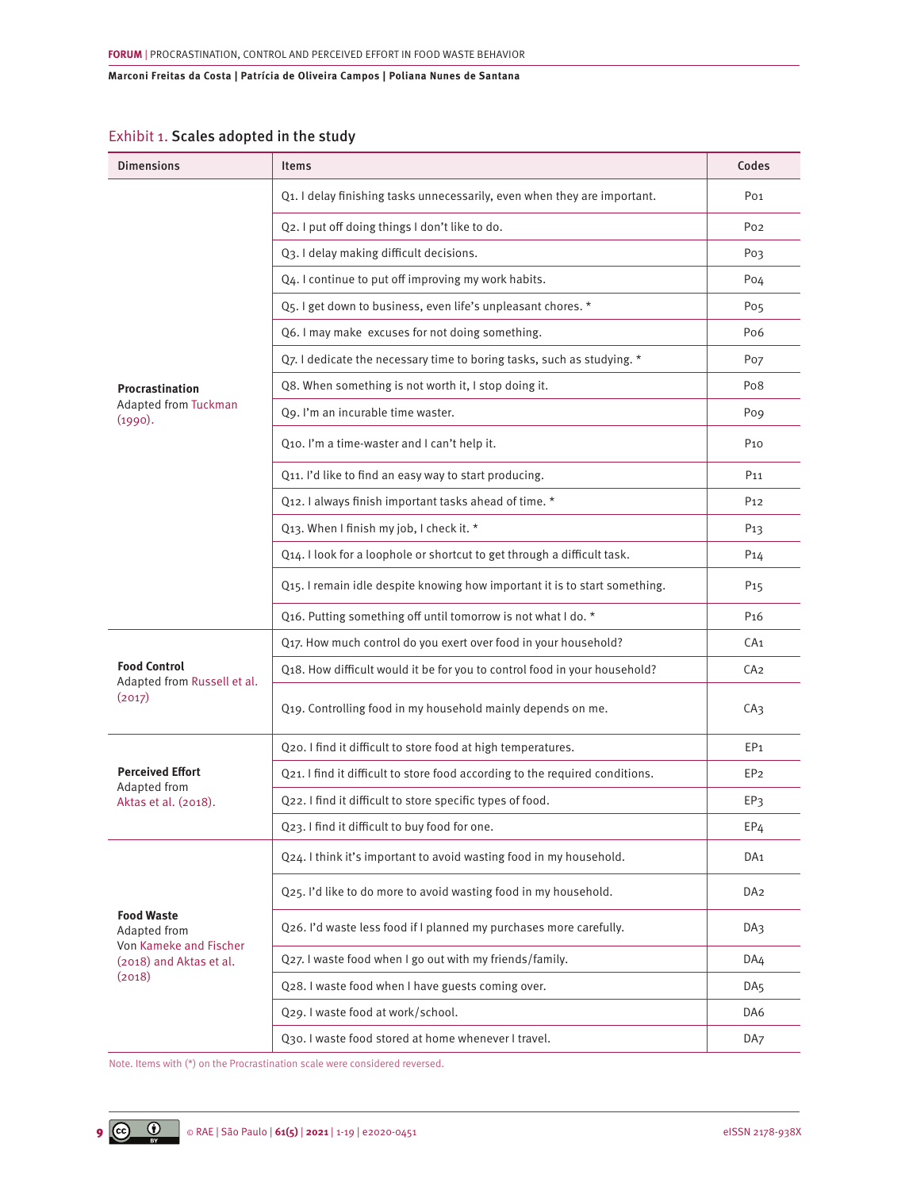Exhibit 1. **Scales adopted in the study**

| Dimensions | Items | Codes |
|---|---|---|
| **Procrastination** Adapted from Tuckman (1990). | Q1. I delay finishing tasks unnecessarily, even when they are important. | P01 |
| | Q2. I put off doing things I don't like to do. | P02 |
| | Q3. I delay making difficult decisions. | P03 |
| | Q4. I continue to put off improving my work habits. | P04 |
| | Q5. I get down to business, even life's unpleasant chores. * | P05 |
| | Q6. I may make excuses for not doing something. | P06 |
| | Q7. I dedicate the necessary time to boring tasks, such as studying. * | P07 |
| | Q8. When something is not worth it, I stop doing it. | P08 |
| | Q9. I'm an incurable time waster. | P09 |
| | Q10. I'm a time-waster and I can't help it. | P10 |
| | Q11. I'd like to find an easy way to start producing. | P11 |
| | Q12. I always finish important tasks ahead of time. * | P12 |
| | Q13. When I finish my job, I check it. * | P13 |
| | Q14. I look for a loophole or shortcut to get through a difficult task. | P14 |
| | Q15. I remain idle despite knowing how important it is to start something. | P15 |
| | Q16. Putting something off until tomorrow is not what I do. * | P16 |
| **Food Control** Adapted from Russell et al. (2017) | Q17. How much control do you exert over food in your household? | CA1 |
| | Q18. How difficult would it be for you to control food in your household? | CA2 |
| | Q19. Controlling food in my household mainly depends on me. | CA3 |
| **Perceived Effort** Adapted from Aktas et al. (2018). | Q20. I find it difficult to store food at high temperatures. | EP1 |
| | Q21. I find it difficult to store food according to the required conditions. | EP2 |
| | Q22. I find it difficult to store specific types of food. | EP3 |
| | Q23. I find it difficult to buy food for one. | EP4 |
| **Food Waste** Adapted from Von Kameke and Fischer (2018) and Aktas et al. (2018) | Q24. I think it's important to avoid wasting food in my household. | DA1 |
| | Q25. I'd like to do more to avoid wasting food in my household. | DA2 |
| | Q26. I'd waste less food if I planned my purchases more carefully. | DA3 |
| | Q27. I waste food when I go out with my friends/family. | DA4 |
| | Q28. I waste food when I have guests coming over. | DA5 |
| | Q29. I waste food at work/school. | DA6 |
| | Q30. I waste food stored at home whenever I travel. | DA7 |

Note. Items with (*) on the Procrastination scale were considered reversed.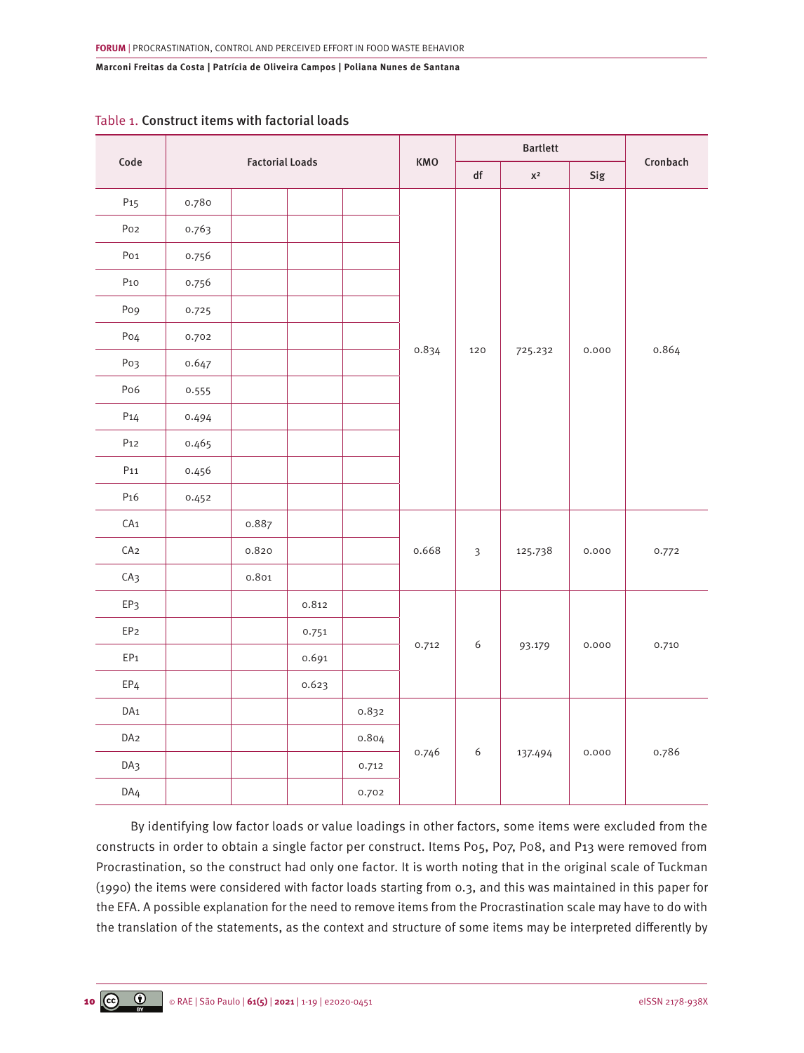Table 1. **Construct items with factorial loads**

| Code | Factorial Loads | | | | KMO | Bartlett | | | Cronbach |
|---|---|---|---|---|---|---|---|---|---|
| | | | | | | df | $x^2$ | Sig | |
| P15 | 0.780 | | | | 0.834 | 120 | 725.232 | 0.000 | 0.864 |
| P02 | 0.763 | | | | | | | | |
| P01 | 0.756 | | | | | | | | |
| P10 | 0.756 | | | | | | | | |
| P09 | 0.725 | | | | | | | | |
| P04 | 0.702 | | | | | | | | |
| P03 | 0.647 | | | | | | | | |
| P06 | 0.555 | | | | | | | | |
| P14 | 0.494 | | | | | | | | |
| P12 | 0.465 | | | | | | | | |
| P11 | 0.456 | | | | | | | | |
| P16 | 0.452 | | | | | | | | |
| CA1 | | 0.887 | | | 0.668 | 3 | 125.738 | 0.000 | 0.772 |
| CA2 | | 0.820 | | | | | | | |
| CA3 | | 0.801 | | | | | | | |
| EP3 | | | 0.812 | | 0.712 | 6 | 93.179 | 0.000 | 0.710 |
| EP2 | | | 0.751 | | | | | | |
| EP1 | | | 0.691 | | | | | | |
| EP4 | | | 0.623 | | | | | | |
| DA1 | | | | 0.832 | 0.746 | 6 | 137.494 | 0.000 | 0.786 |
| DA2 | | | | 0.804 | | | | | |
| DA3 | | | | 0.712 | | | | | |
| DA4 | | | | 0.702 | | | | | |

By identifying low factor loads or value loadings in other factors, some items were excluded from the constructs in order to obtain a single factor per construct. Items P05, P07, P08, and P13 were removed from Procrastination, so the construct had only one factor. It is worth noting that in the original scale of Tuckman (1990) the items were considered with factor loads starting from 0.3, and this was maintained in this paper for the EFA. A possible explanation for the need to remove items from the Procrastination scale may have to do with the translation of the statements, as the context and structure of some items may be interpreted differently by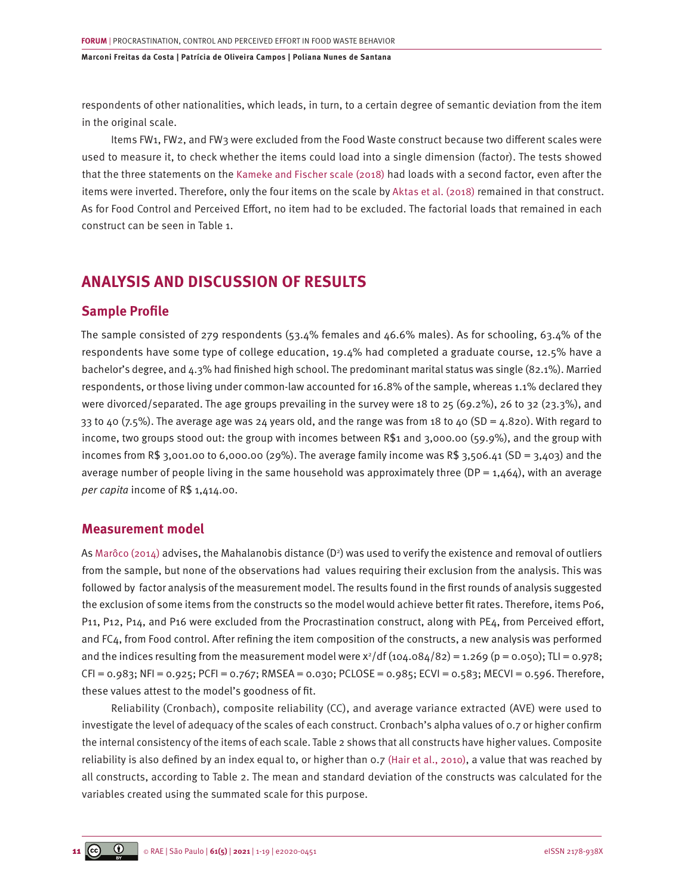respondents of other nationalities, which leads, in turn, to a certain degree of semantic deviation from the item in the original scale.

Items FW1, FW2, and FW3 were excluded from the Food Waste construct because two different scales were used to measure it, to check whether the items could load into a single dimension (factor). The tests showed that the three statements on the Kameke and Fischer scale (2018) had loads with a second factor, even after the items were inverted. Therefore, only the four items on the scale by Aktas et al. (2018) remained in that construct. As for Food Control and Perceived Effort, no item had to be excluded. The factorial loads that remained in each construct can be seen in Table 1.

# ANALYSIS AND DISCUSSION OF RESULTS

## Sample Profile

The sample consisted of 279 respondents (53.4% females and 46.6% males). As for schooling, 63.4% of the respondents have some type of college education, 19.4% had completed a graduate course, 12.5% have a bachelor's degree, and 4.3% had finished high school. The predominant marital status was single (82.1%). Married respondents, or those living under common-law accounted for 16.8% of the sample, whereas 1.1% declared they were divorced/separated. The age groups prevailing in the survey were 18 to 25 (69.2%), 26 to 32 (23.3%), and 33 to 40 (7.5%). The average age was 24 years old, and the range was from 18 to 40 (SD = 4.820). With regard to income, two groups stood out: the group with incomes between R$1 and 3,000.00 (59.9%), and the group with incomes from R$ 3,001.00 to 6,000.00 (29%). The average family income was R$ 3,506.41 (SD = 3,403) and the average number of people living in the same household was approximately three (DP = 1,464), with an average *per capita* income of R$ 1,414.00.

## Measurement model

As Marôco (2014) advises, the Mahalanobis distance ($D^2$) was used to verify the existence and removal of outliers from the sample, but none of the observations had values requiring their exclusion from the analysis. This was followed by factor analysis of the measurement model. The results found in the first rounds of analysis suggested the exclusion of some items from the constructs so the model would achieve better fit rates. Therefore, items Po6, P11, P12, P14, and P16 were excluded from the Procrastination construct, along with PE4, from Perceived effort, and FC4, from Food control. After refining the item composition of the constructs, a new analysis was performed and the indices resulting from the measurement model were $x^2/df$ (104.084/82) = 1.269 (p = 0.050); TLI = 0.978; CFI = 0.983; NFI = 0.925; PCFI = 0.767; RMSEA = 0.030; PCLOSE = 0.985; ECVI = 0.583; MECVI = 0.596. Therefore, these values attest to the model's goodness of fit.

Reliability (Cronbach), composite reliability (CC), and average variance extracted (AVE) were used to investigate the level of adequacy of the scales of each construct. Cronbach's alpha values of 0.7 or higher confirm the internal consistency of the items of each scale. Table 2 shows that all constructs have higher values. Composite reliability is also defined by an index equal to, or higher than 0.7 (Hair et al., 2010), a value that was reached by all constructs, according to Table 2. The mean and standard deviation of the constructs was calculated for the variables created using the summated scale for this purpose.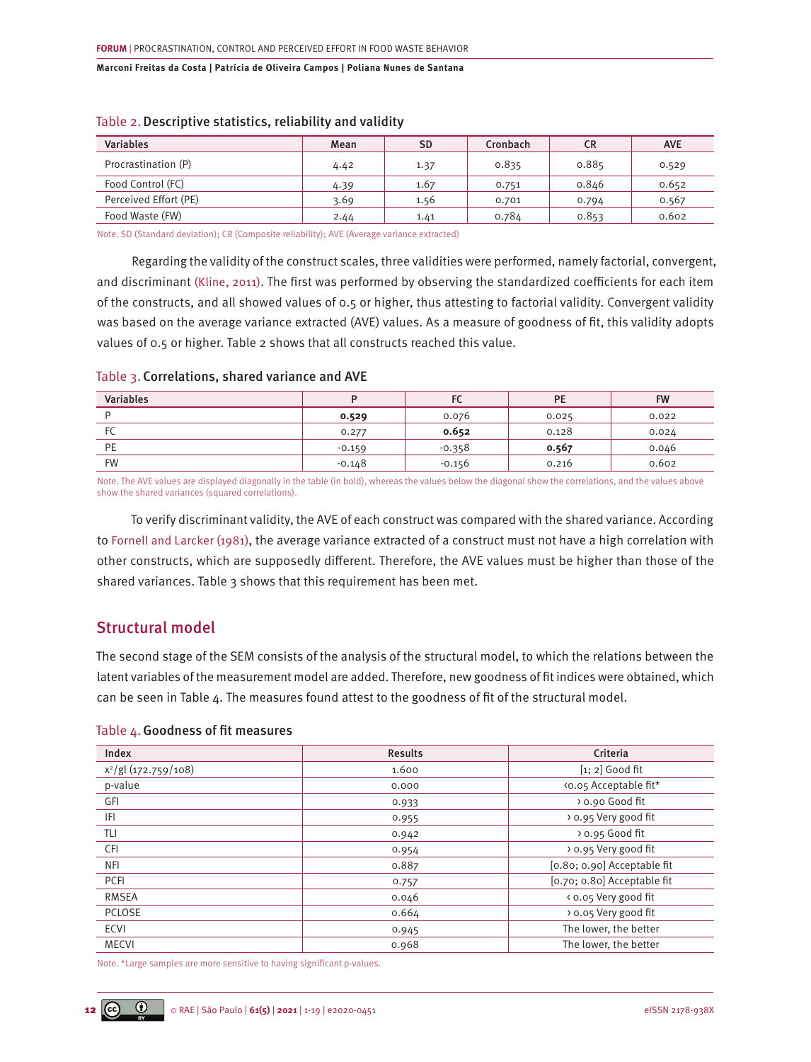Table 2. **Descriptive statistics, reliability and validity**

| Variables | Mean | SD | Cronbach | CR | AVE |
|---|---|---|---|---|---|
| Procrastination (P) | 4.42 | 1.37 | 0.835 | 0.885 | 0.529 |
| Food Control (FC) | 4.39 | 1.67 | 0.751 | 0.846 | 0.652 |
| Perceived Effort (PE) | 3.69 | 1.56 | 0.701 | 0.794 | 0.567 |
| Food Waste (FW) | 2.44 | 1.41 | 0.784 | 0.853 | 0.602 |

Note. SD (Standard deviation); CR (Composite reliability); AVE (Average variance extracted)

Regarding the validity of the construct scales, three validities were performed, namely factorial, convergent, and discriminant (Kline, 2011). The first was performed by observing the standardized coefficients for each item of the constructs, and all showed values of 0.5 or higher, thus attesting to factorial validity. Convergent validity was based on the average variance extracted (AVE) values. As a measure of goodness of fit, this validity adopts values of 0.5 or higher. Table 2 shows that all constructs reached this value.

Table 3. **Correlations, shared variance and AVE**

| Variables | P | FC | PE | FW |
|---|---|---|---|---|
| P | **0.529** | 0.076 | 0.025 | 0.022 |
| FC | 0.277 | **0.652** | 0.128 | 0.024 |
| PE | -0.159 | -0.358 | **0.567** | 0.046 |
| FW | -0.148 | -0.156 | 0.216 | 0.602 |

Note. The AVE values are displayed diagonally in the table (in bold), whereas the values below the diagonal show the correlations, and the values above show the shared variances (squared correlations).

To verify discriminant validity, the AVE of each construct was compared with the shared variance. According to Fornell and Larcker (1981), the average variance extracted of a construct must not have a high correlation with other constructs, which are supposedly different. Therefore, the AVE values must be higher than those of the shared variances. Table 3 shows that this requirement has been met.

## Structural model

The second stage of the SEM consists of the analysis of the structural model, to which the relations between the latent variables of the measurement model are added. Therefore, new goodness of fit indices were obtained, which can be seen in Table 4. The measures found attest to the goodness of fit of the structural model.

Table 4. **Goodness of fit measures**

| Index | Results | Criteria |
|---|---|---|
| $x^2$/gl (172.759/108) | 1.600 | [1; 2] Good fit |
| p-value | 0.000 | <0.05 Acceptable fit* |
| GFI | 0.933 | > 0.90 Good fit |
| IFI | 0.955 | > 0.95 Very good fit |
| TLI | 0.942 | > 0.95 Good fit |
| CFI | 0.954 | > 0.95 Very good fit |
| NFI | 0.887 | [0.80; 0.90] Acceptable fit |
| PCFI | 0.757 | [0.70; 0.80] Acceptable fit |
| RMSEA | 0.046 | < 0.05 Very good fit |
| PCLOSE | 0.664 | > 0.05 Very good fit |
| ECVI | 0.945 | The lower, the better |
| MECVI | 0.968 | The lower, the better |

Note. *Large samples are more sensitive to having significant p-values.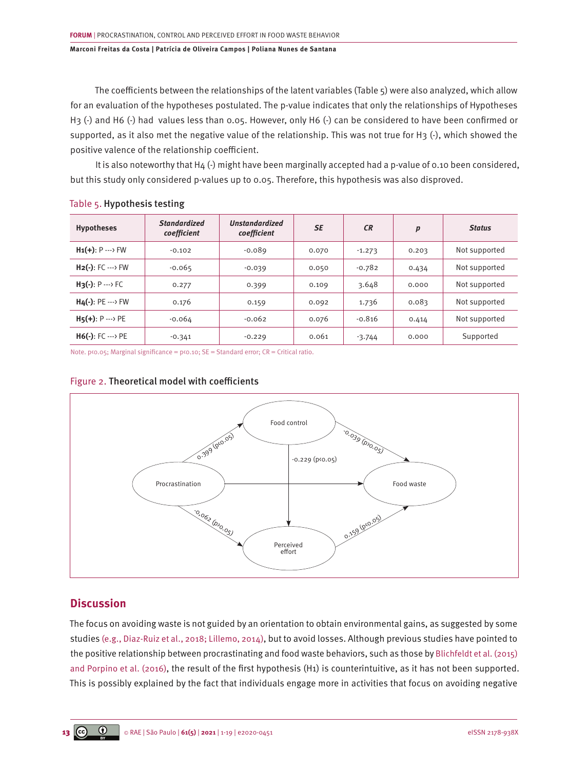The coefficients between the relationships of the latent variables (Table 5) were also analyzed, which allow for an evaluation of the hypotheses postulated. The p-value indicates that only the relationships of Hypotheses H3 (-) and H6 (-) had values less than 0.05. However, only H6 (-) can be considered to have been confirmed or supported, as it also met the negative value of the relationship. This was not true for H3 (-), which showed the positive valence of the relationship coefficient.

It is also noteworthy that H4 (-) might have been marginally accepted had a p-value of 0.10 been considered, but this study only considered p-values up to 0.05. Therefore, this hypothesis was also disproved.

Table 5. **Hypothesis testing**

| Hypotheses | *Standardized coefficient* | *Unstandardized coefficient* | *SE* | *CR* | *p* | *Status* |
|---|---|---|---|---|---|---|
| **H1(+)**: P ---> FW | -0.102 | -0.089 | 0.070 | -1.273 | 0.203 | Not supported |
| **H2(-)**: FC ---> FW | -0.065 | -0.039 | 0.050 | -0.782 | 0.434 | Not supported |
| **H3(-)**: P ---> FC | 0.277 | 0.399 | 0.109 | 3.648 | 0.000 | Not supported |
| **H4(-)**: PE ---> FW | 0.176 | 0.159 | 0.092 | 1.736 | 0.083 | Not supported |
| **H5(+)**: P ---> PE | -0.064 | -0.062 | 0.076 | -0.816 | 0.414 | Not supported |
| **H6(-)**: FC ---> PE | -0.341 | -0.229 | 0.061 | -3.744 | 0.000 | Supported |

Note. $p<0.05$; Marginal significance = $p<0.10$; SE = Standard error; CR = Critical ratio.

Figure 2. **Theoretical model with coefficients**

## Discussion

The focus on avoiding waste is not guided by an orientation to obtain environmental gains, as suggested by some studies (e.g., Diaz-Ruiz et al., 2018; Lillemo, 2014), but to avoid losses. Although previous studies have pointed to the positive relationship between procrastinating and food waste behaviors, such as those by Blichfeldt et al. (2015) and Porpino et al. (2016), the result of the first hypothesis (H1) is counterintuitive, as it has not been supported. This is possibly explained by the fact that individuals engage more in activities that focus on avoiding negative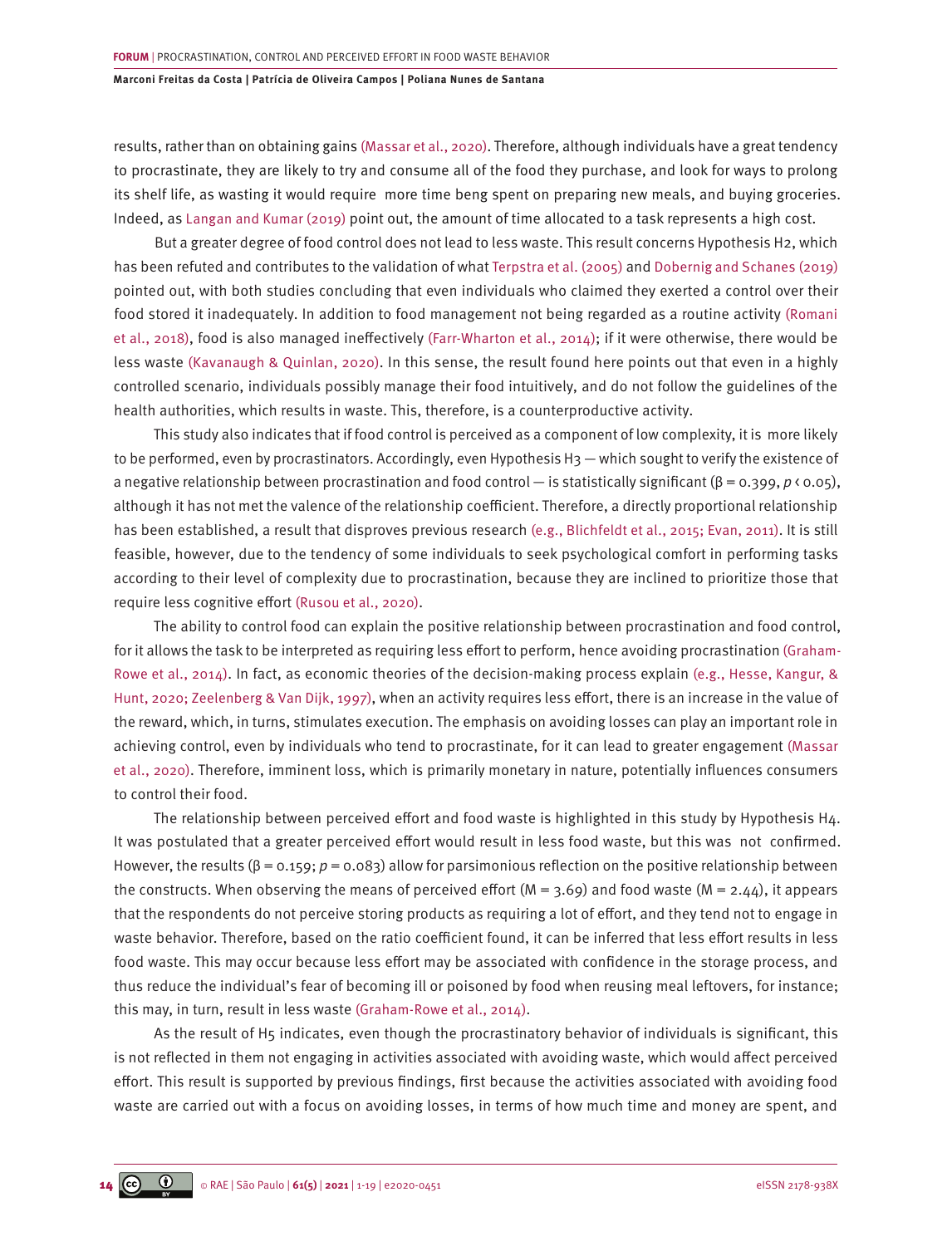results, rather than on obtaining gains (Massar et al., 2020). Therefore, although individuals have a great tendency to procrastinate, they are likely to try and consume all of the food they purchase, and look for ways to prolong its shelf life, as wasting it would require more time beng spent on preparing new meals, and buying groceries. Indeed, as Langan and Kumar (2019) point out, the amount of time allocated to a task represents a high cost.

But a greater degree of food control does not lead to less waste. This result concerns Hypothesis H2, which has been refuted and contributes to the validation of what Terpstra et al. (2005) and Dobernig and Schanes (2019) pointed out, with both studies concluding that even individuals who claimed they exerted a control over their food stored it inadequately. In addition to food management not being regarded as a routine activity (Romani et al., 2018), food is also managed ineffectively (Farr-Wharton et al., 2014); if it were otherwise, there would be less waste (Kavanaugh & Quinlan, 2020). In this sense, the result found here points out that even in a highly controlled scenario, individuals possibly manage their food intuitively, and do not follow the guidelines of the health authorities, which results in waste. This, therefore, is a counterproductive activity.

This study also indicates that if food control is perceived as a component of low complexity, it is more likely to be performed, even by procrastinators. Accordingly, even Hypothesis H3 — which sought to verify the existence of a negative relationship between procrastination and food control — is statistically significant ($\beta = 0.399$, $p < 0.05$), although it has not met the valence of the relationship coefficient. Therefore, a directly proportional relationship has been established, a result that disproves previous research (e.g., Blichfeldt et al., 2015; Evan, 2011). It is still feasible, however, due to the tendency of some individuals to seek psychological comfort in performing tasks according to their level of complexity due to procrastination, because they are inclined to prioritize those that require less cognitive effort (Rusou et al., 2020).

The ability to control food can explain the positive relationship between procrastination and food control, for it allows the task to be interpreted as requiring less effort to perform, hence avoiding procrastination (Graham-Rowe et al., 2014). In fact, as economic theories of the decision-making process explain (e.g., Hesse, Kangur, & Hunt, 2020; Zeelenberg & Van Dijk, 1997), when an activity requires less effort, there is an increase in the value of the reward, which, in turns, stimulates execution. The emphasis on avoiding losses can play an important role in achieving control, even by individuals who tend to procrastinate, for it can lead to greater engagement (Massar et al., 2020). Therefore, imminent loss, which is primarily monetary in nature, potentially influences consumers to control their food.

The relationship between perceived effort and food waste is highlighted in this study by Hypothesis H4. It was postulated that a greater perceived effort would result in less food waste, but this was not confirmed. However, the results ($\beta = 0.159$; $p = 0.083$) allow for parsimonious reflection on the positive relationship between the constructs. When observing the means of perceived effort ($M = 3.69$) and food waste ($M = 2.44$), it appears that the respondents do not perceive storing products as requiring a lot of effort, and they tend not to engage in waste behavior. Therefore, based on the ratio coefficient found, it can be inferred that less effort results in less food waste. This may occur because less effort may be associated with confidence in the storage process, and thus reduce the individual's fear of becoming ill or poisoned by food when reusing meal leftovers, for instance; this may, in turn, result in less waste (Graham-Rowe et al., 2014).

As the result of H5 indicates, even though the procrastinatory behavior of individuals is significant, this is not reflected in them not engaging in activities associated with avoiding waste, which would affect perceived effort. This result is supported by previous findings, first because the activities associated with avoiding food waste are carried out with a focus on avoiding losses, in terms of how much time and money are spent, and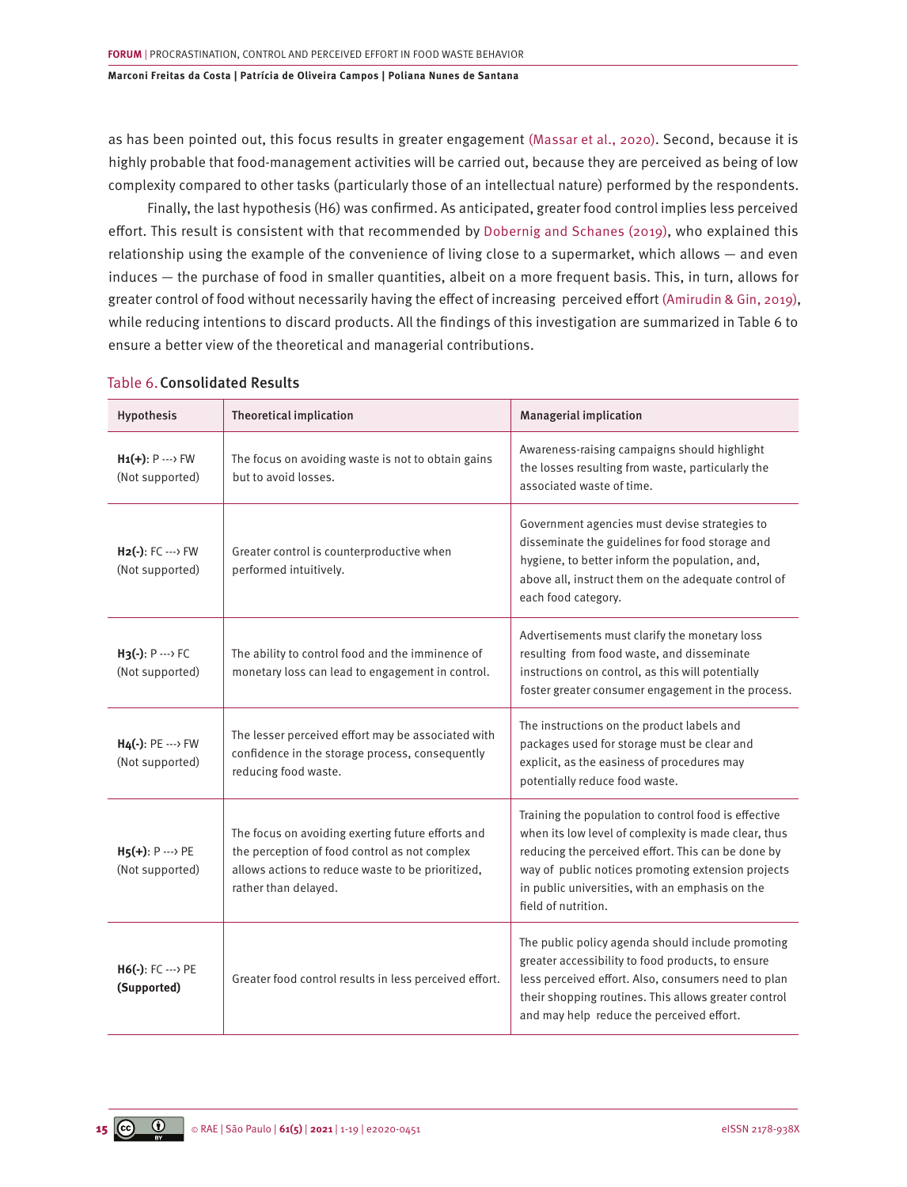as has been pointed out, this focus results in greater engagement (Massar et al., 2020). Second, because it is highly probable that food-management activities will be carried out, because they are perceived as being of low complexity compared to other tasks (particularly those of an intellectual nature) performed by the respondents.

Finally, the last hypothesis (H6) was confirmed. As anticipated, greater food control implies less perceived effort. This result is consistent with that recommended by Dobernig and Schanes (2019), who explained this relationship using the example of the convenience of living close to a supermarket, which allows — and even induces — the purchase of food in smaller quantities, albeit on a more frequent basis. This, in turn, allows for greater control of food without necessarily having the effect of increasing perceived effort (Amirudin & Gin, 2019), while reducing intentions to discard products. All the findings of this investigation are summarized in Table 6 to ensure a better view of the theoretical and managerial contributions.

Table 6. **Consolidated Results**

| Hypothesis | Theoretical implication | Managerial implication |
|---|---|---|
| **H1(+)**: P ---> FW (Not supported) | The focus on avoiding waste is not to obtain gains but to avoid losses. | Awareness-raising campaigns should highlight the losses resulting from waste, particularly the associated waste of time. |
| **H2(-)**: FC ---> FW (Not supported) | Greater control is counterproductive when performed intuitively. | Government agencies must devise strategies to disseminate the guidelines for food storage and hygiene, to better inform the population, and, above all, instruct them on the adequate control of each food category. |
| **H3(-)**: P ---> FC (Not supported) | The ability to control food and the imminence of monetary loss can lead to engagement in control. | Advertisements must clarify the monetary loss resulting from food waste, and disseminate instructions on control, as this will potentially foster greater consumer engagement in the process. |
| **H4(-)**: PE ---> FW (Not supported) | The lesser perceived effort may be associated with confidence in the storage process, consequently reducing food waste. | The instructions on the product labels and packages used for storage must be clear and explicit, as the easiness of procedures may potentially reduce food waste. |
| **H5(+)**: P ---> PE (Not supported) | The focus on avoiding exerting future efforts and the perception of food control as not complex allows actions to reduce waste to be prioritized, rather than delayed. | Training the population to control food is effective when its low level of complexity is made clear, thus reducing the perceived effort. This can be done by way of public notices promoting extension projects in public universities, with an emphasis on the field of nutrition. |
| **H6(-)**: FC ---> PE **(Supported)** | Greater food control results in less perceived effort. | The public policy agenda should include promoting greater accessibility to food products, to ensure less perceived effort. Also, consumers need to plan their shopping routines. This allows greater control and may help reduce the perceived effort. |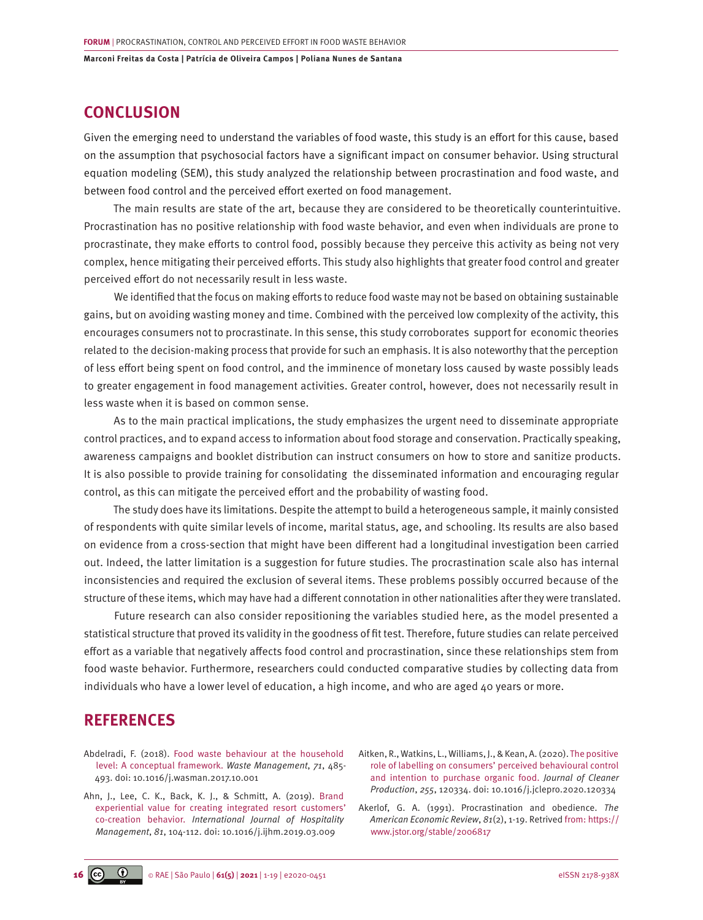## CONCLUSION

Given the emerging need to understand the variables of food waste, this study is an effort for this cause, based on the assumption that psychosocial factors have a significant impact on consumer behavior. Using structural equation modeling (SEM), this study analyzed the relationship between procrastination and food waste, and between food control and the perceived effort exerted on food management.

The main results are state of the art, because they are considered to be theoretically counterintuitive. Procrastination has no positive relationship with food waste behavior, and even when individuals are prone to procrastinate, they make efforts to control food, possibly because they perceive this activity as being not very complex, hence mitigating their perceived efforts. This study also highlights that greater food control and greater perceived effort do not necessarily result in less waste.

We identified that the focus on making efforts to reduce food waste may not be based on obtaining sustainable gains, but on avoiding wasting money and time. Combined with the perceived low complexity of the activity, this encourages consumers not to procrastinate. In this sense, this study corroborates support for economic theories related to the decision-making process that provide for such an emphasis. It is also noteworthy that the perception of less effort being spent on food control, and the imminence of monetary loss caused by waste possibly leads to greater engagement in food management activities. Greater control, however, does not necessarily result in less waste when it is based on common sense.

As to the main practical implications, the study emphasizes the urgent need to disseminate appropriate control practices, and to expand access to information about food storage and conservation. Practically speaking, awareness campaigns and booklet distribution can instruct consumers on how to store and sanitize products. It is also possible to provide training for consolidating the disseminated information and encouraging regular control, as this can mitigate the perceived effort and the probability of wasting food.

The study does have its limitations. Despite the attempt to build a heterogeneous sample, it mainly consisted of respondents with quite similar levels of income, marital status, age, and schooling. Its results are also based on evidence from a cross-section that might have been different had a longitudinal investigation been carried out. Indeed, the latter limitation is a suggestion for future studies. The procrastination scale also has internal inconsistencies and required the exclusion of several items. These problems possibly occurred because of the structure of these items, which may have had a different connotation in other nationalities after they were translated.

Future research can also consider repositioning the variables studied here, as the model presented a statistical structure that proved its validity in the goodness of fit test. Therefore, future studies can relate perceived effort as a variable that negatively affects food control and procrastination, since these relationships stem from food waste behavior. Furthermore, researchers could conducted comparative studies by collecting data from individuals who have a lower level of education, a high income, and who are aged 40 years or more.

## REFERENCES

Abdelradi, F. (2018). Food waste behaviour at the household level: A conceptual framework. *Waste Management*, *71*, 485-493. doi: 10.1016/j.wasman.2017.10.001

Ahn, J., Lee, C. K., Back, K. J., & Schmitt, A. (2019). Brand experiential value for creating integrated resort customers' co-creation behavior. *International Journal of Hospitality Management*, *81*, 104-112. doi: 10.1016/j.ijhm.2019.03.009

Aitken, R., Watkins, L., Williams, J., & Kean, A. (2020). The positive role of labelling on consumers' perceived behavioural control and intention to purchase organic food. *Journal of Cleaner Production*, *255*, 120334. doi: 10.1016/j.jclepro.2020.120334

Akerlof, G. A. (1991). Procrastination and obedience. *The American Economic Review*, *81*(2), 1-19. Retrived from: https://www.jstor.org/stable/2006817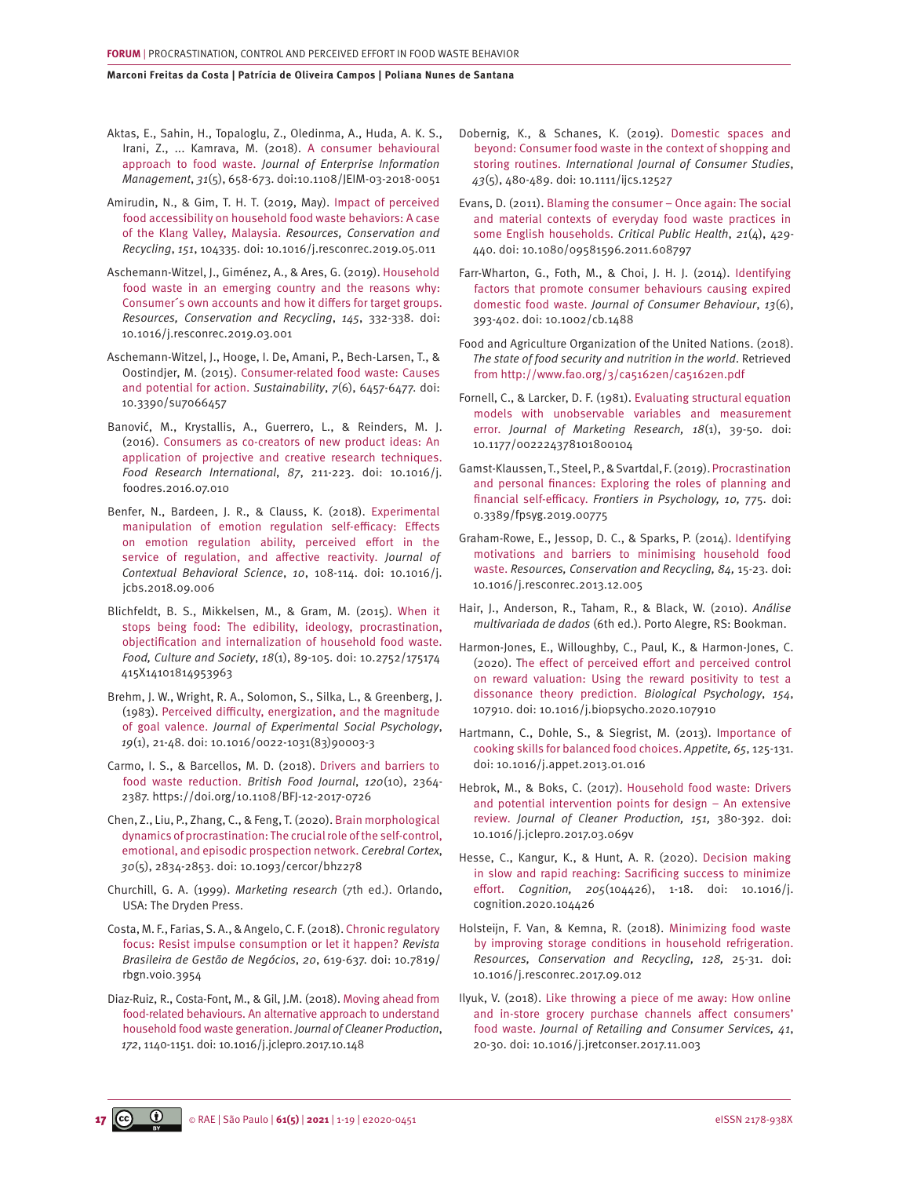Aktas, E., Sahin, H., Topaloglu, Z., Oledinma, A., Huda, A. K. S., Irani, Z., ... Kamrava, M. (2018). A consumer behavioural approach to food waste. *Journal of Enterprise Information Management*, *31*(5), 658-673. doi:10.1108/JEIM-03-2018-0051

Amirudin, N., & Gim, T. H. T. (2019, May). Impact of perceived food accessibility on household food waste behaviors: A case of the Klang Valley, Malaysia. *Resources, Conservation and Recycling*, *151*, 104335. doi: 10.1016/j.resconrec.2019.05.011

Aschemann-Witzel, J., Giménez, A., & Ares, G. (2019). Household food waste in an emerging country and the reasons why: Consumer´s own accounts and how it differs for target groups. *Resources, Conservation and Recycling*, *145*, 332-338. doi: 10.1016/j.resconrec.2019.03.001

Aschemann-Witzel, J., Hooge, I. De, Amani, P., Bech-Larsen, T., & Oostindjer, M. (2015). Consumer-related food waste: Causes and potential for action. *Sustainability*, *7*(6), 6457-6477. doi: 10.3390/su7066457

Banović, M., Krystallis, A., Guerrero, L., & Reinders, M. J. (2016). Consumers as co-creators of new product ideas: An application of projective and creative research techniques. *Food Research International*, *87*, 211-223. doi: 10.1016/j.foodres.2016.07.010

Benfer, N., Bardeen, J. R., & Clauss, K. (2018). Experimental manipulation of emotion regulation self-efficacy: Effects on emotion regulation ability, perceived effort in the service of regulation, and affective reactivity. *Journal of Contextual Behavioral Science*, *10*, 108-114. doi: 10.1016/j.jcbs.2018.09.006

Blichfeldt, B. S., Mikkelsen, M., & Gram, M. (2015). When it stops being food: The edibility, ideology, procrastination, objectification and internalization of household food waste. *Food, Culture and Society*, *18*(1), 89-105. doi: 10.2752/175174415X14101814953963

Brehm, J. W., Wright, R. A., Solomon, S., Silka, L., & Greenberg, J. (1983). Perceived difficulty, energization, and the magnitude of goal valence. *Journal of Experimental Social Psychology*, *19*(1), 21-48. doi: 10.1016/0022-1031(83)90003-3

Carmo, I. S., & Barcellos, M. D. (2018). Drivers and barriers to food waste reduction. *British Food Journal*, *120*(10), 2364-2387. https://doi.org/10.1108/BFJ-12-2017-0726

Chen, Z., Liu, P., Zhang, C., & Feng, T. (2020). Brain morphological dynamics of procrastination: The crucial role of the self-control, emotional, and episodic prospection network. *Cerebral Cortex*, *30*(5), 2834-2853. doi: 10.1093/cercor/bhz278

Churchill, G. A. (1999). *Marketing research* (7th ed.). Orlando, USA: The Dryden Press.

Costa, M. F., Farias, S. A., & Angelo, C. F. (2018). Chronic regulatory focus: Resist impulse consumption or let it happen? *Revista Brasileira de Gestão de Negócios*, *20*, 619-637. doi: 10.7819/rbgn.v0i0.3954

Diaz-Ruiz, R., Costa-Font, M., & Gil, J.M. (2018). Moving ahead from food-related behaviours. An alternative approach to understand household food waste generation. *Journal of Cleaner Production*, *172*, 1140-1151. doi: 10.1016/j.jclepro.2017.10.148

Dobernig, K., & Schanes, K. (2019). Domestic spaces and beyond: Consumer food waste in the context of shopping and storing routines. *International Journal of Consumer Studies*, *43*(5), 480-489. doi: 10.1111/ijcs.12527

Evans, D. (2011). Blaming the consumer – Once again: The social and material contexts of everyday food waste practices in some English households. *Critical Public Health*, *21*(4), 429-440. doi: 10.1080/09581596.2011.608797

Farr-Wharton, G., Foth, M., & Choi, J. H. J. (2014). Identifying factors that promote consumer behaviours causing expired domestic food waste. *Journal of Consumer Behaviour*, *13*(6), 393-402. doi: 10.1002/cb.1488

Food and Agriculture Organization of the United Nations. (2018). *The state of food security and nutrition in the world*. Retrieved from http://www.fao.org/3/ca5162en/ca5162en.pdf

Fornell, C., & Larcker, D. F. (1981). Evaluating structural equation models with unobservable variables and measurement error. *Journal of Marketing Research, 18*(1), 39-50. doi: 10.1177/002224378101800104

Gamst-Klaussen, T., Steel, P., & Svartdal, F. (2019). Procrastination and personal finances: Exploring the roles of planning and financial self-efficacy. *Frontiers in Psychology, 10,* 775. doi: 0.3389/fpsyg.2019.00775

Graham-Rowe, E., Jessop, D. C., & Sparks, P. (2014). Identifying motivations and barriers to minimising household food waste. *Resources, Conservation and Recycling, 84,* 15-23. doi: 10.1016/j.resconrec.2013.12.005

Hair, J., Anderson, R., Taham, R., & Black, W. (2010). *Análise multivariada de dados* (6th ed.). Porto Alegre, RS: Bookman.

Harmon-Jones, E., Willoughby, C., Paul, K., & Harmon-Jones, C. (2020). The effect of perceived effort and perceived control on reward valuation: Using the reward positivity to test a dissonance theory prediction. *Biological Psychology*, *154*, 107910. doi: 10.1016/j.biopsycho.2020.107910

Hartmann, C., Dohle, S., & Siegrist, M. (2013). Importance of cooking skills for balanced food choices. *Appetite, 65*, 125-131. doi: 10.1016/j.appet.2013.01.016

Hebrok, M., & Boks, C. (2017). Household food waste: Drivers and potential intervention points for design – An extensive review. *Journal of Cleaner Production, 151,* 380-392. doi: 10.1016/j.jclepro.2017.03.069v

Hesse, C., Kangur, K., & Hunt, A. R. (2020). Decision making in slow and rapid reaching: Sacrificing success to minimize effort. *Cognition, 205*(104426), 1-18. doi: 10.1016/j.cognition.2020.104426

Holsteijn, F. Van, & Kemna, R. (2018). Minimizing food waste by improving storage conditions in household refrigeration. *Resources, Conservation and Recycling, 128,* 25-31. doi: 10.1016/j.resconrec.2017.09.012

Ilyuk, V. (2018). Like throwing a piece of me away: How online and in-store grocery purchase channels affect consumers' food waste. *Journal of Retailing and Consumer Services, 41*, 20-30. doi: 10.1016/j.jretconser.2017.11.003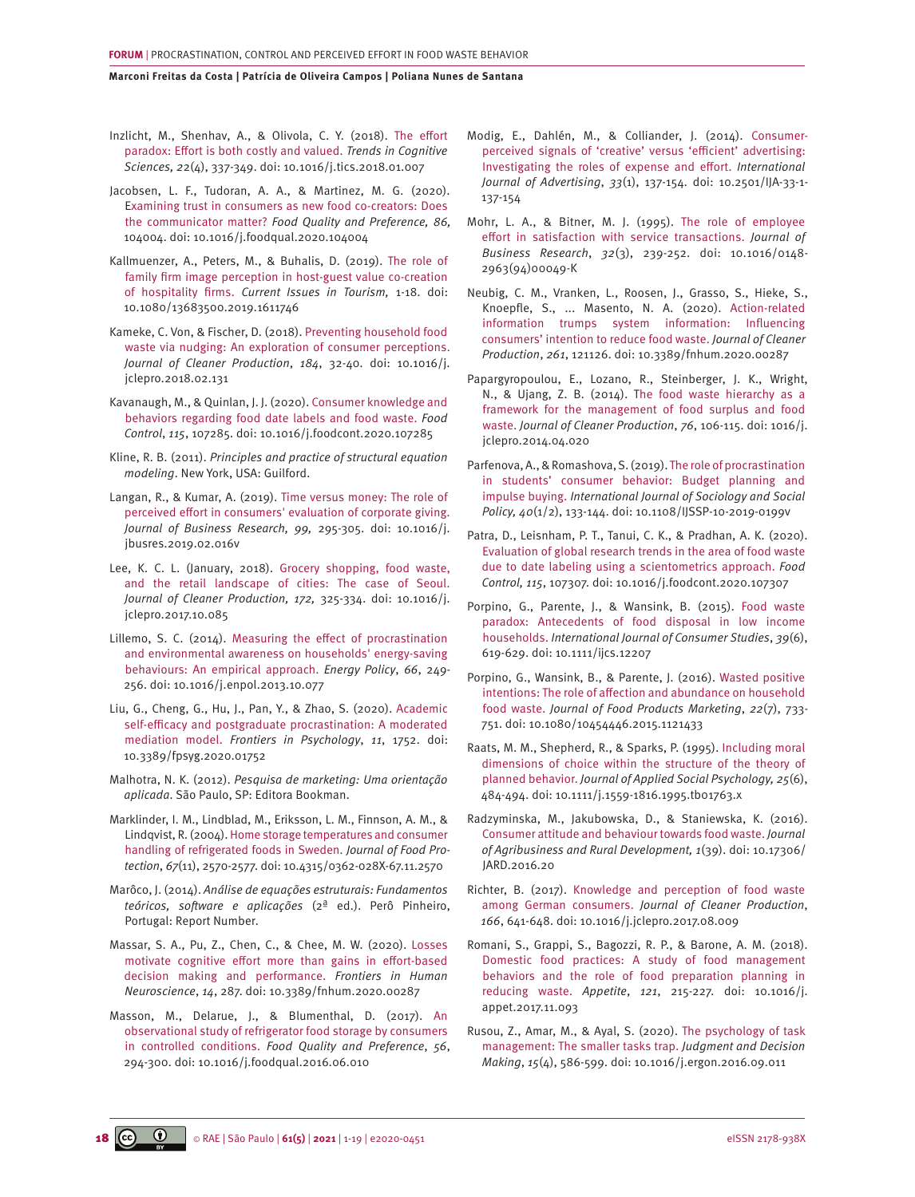Inzlicht, M., Shenhav, A., & Olivola, C. Y. (2018). The effort paradox: Effort is both costly and valued. *Trends in Cognitive Sciences, 22*(4), 337-349. doi: 10.1016/j.tics.2018.01.007

Jacobsen, L. F., Tudoran, A. A., & Martinez, M. G. (2020). Examining trust in consumers as new food co-creators: Does the communicator matter? *Food Quality and Preference, 86,* 104004. doi: 10.1016/j.foodqual.2020.104004

Kallmuenzer, A., Peters, M., & Buhalis, D. (2019). The role of family firm image perception in host-guest value co-creation of hospitality firms. *Current Issues in Tourism,* 1-18. doi: 10.1080/13683500.2019.1611746

Kameke, C. Von, & Fischer, D. (2018). Preventing household food waste via nudging: An exploration of consumer perceptions. *Journal of Cleaner Production*, *184*, 32-40. doi: 10.1016/j.jclepro.2018.02.131

Kavanaugh, M., & Quinlan, J. J. (2020). Consumer knowledge and behaviors regarding food date labels and food waste. *Food Control*, *115*, 107285. doi: 10.1016/j.foodcont.2020.107285

Kline, R. B. (2011). *Principles and practice of structural equation modeling*. New York, USA: Guilford.

Langan, R., & Kumar, A. (2019). Time versus money: The role of perceived effort in consumers' evaluation of corporate giving. *Journal of Business Research, 99,* 295-305. doi: 10.1016/j.jbusres.2019.02.016v

Lee, K. C. L. (January, 2018). Grocery shopping, food waste, and the retail landscape of cities: The case of Seoul. *Journal of Cleaner Production, 172,* 325-334. doi: 10.1016/j.jclepro.2017.10.085

Lillemo, S. C. (2014). Measuring the effect of procrastination and environmental awareness on households' energy-saving behaviours: An empirical approach. *Energy Policy*, *66*, 249-256. doi: 10.1016/j.enpol.2013.10.077

Liu, G., Cheng, G., Hu, J., Pan, Y., & Zhao, S. (2020). Academic self-efficacy and postgraduate procrastination: A moderated mediation model. *Frontiers in Psychology*, *11*, 1752. doi: 10.3389/fpsyg.2020.01752

Malhotra, N. K. (2012). *Pesquisa de marketing: Uma orientação aplicada*. São Paulo, SP: Editora Bookman.

Marklinder, I. M., Lindblad, M., Eriksson, L. M., Finnson, A. M., & Lindqvist, R. (2004). Home storage temperatures and consumer handling of refrigerated foods in Sweden. *Journal of Food Protection*, *67*(11), 2570-2577. doi: 10.4315/0362-028X-67.11.2570

Marôco, J. (2014). *Análise de equações estruturais: Fundamentos teóricos, software e aplicações* (2ª ed.). Perô Pinheiro, Portugal: Report Number.

Massar, S. A., Pu, Z., Chen, C., & Chee, M. W. (2020). Losses motivate cognitive effort more than gains in effort-based decision making and performance. *Frontiers in Human Neuroscience*, *14*, 287. doi: 10.3389/fnhum.2020.00287

Masson, M., Delarue, J., & Blumenthal, D. (2017). An observational study of refrigerator food storage by consumers in controlled conditions. *Food Quality and Preference*, *56*, 294-300. doi: 10.1016/j.foodqual.2016.06.010

Modig, E., Dahlén, M., & Colliander, J. (2014). Consumer-perceived signals of 'creative' versus 'efficient' advertising: Investigating the roles of expense and effort. *International Journal of Advertising*, *33*(1), 137-154. doi: 10.2501/IJA-33-1-137-154

Mohr, L. A., & Bitner, M. J. (1995). The role of employee effort in satisfaction with service transactions. *Journal of Business Research*, *32*(3), 239-252. doi: 10.1016/0148-2963(94)00049-K

Neubig, C. M., Vranken, L., Roosen, J., Grasso, S., Hieke, S., Knoepfle, S., ... Masento, N. A. (2020). Action-related information trumps system information: Influencing consumers' intention to reduce food waste. *Journal of Cleaner Production*, *261*, 121126. doi: 10.3389/fnhum.2020.00287

Papargyropoulou, E., Lozano, R., Steinberger, J. K., Wright, N., & Ujang, Z. B. (2014). The food waste hierarchy as a framework for the management of food surplus and food waste. *Journal of Cleaner Production*, *76*, 106-115. doi: 1016/j.jclepro.2014.04.020

Parfenova, A., & Romashova, S. (2019). The role of procrastination in students' consumer behavior: Budget planning and impulse buying. *International Journal of Sociology and Social Policy, 40*(1/2), 133-144. doi: 10.1108/IJSSP-10-2019-0199v

Patra, D., Leisnham, P. T., Tanui, C. K., & Pradhan, A. K. (2020). Evaluation of global research trends in the area of food waste due to date labeling using a scientometrics approach. *Food Control, 115*, 107307. doi: 10.1016/j.foodcont.2020.107307

Porpino, G., Parente, J., & Wansink, B. (2015). Food waste paradox: Antecedents of food disposal in low income households. *International Journal of Consumer Studies*, *39*(6), 619-629. doi: 10.1111/ijcs.12207

Porpino, G., Wansink, B., & Parente, J. (2016). Wasted positive intentions: The role of affection and abundance on household food waste. *Journal of Food Products Marketing*, *22*(7), 733-751. doi: 10.1080/10454446.2015.1121433

Raats, M. M., Shepherd, R., & Sparks, P. (1995). Including moral dimensions of choice within the structure of the theory of planned behavior. *Journal of Applied Social Psychology, 25*(6), 484-494. doi: 10.1111/j.1559-1816.1995.tb01763.x

Radzyminska, M., Jakubowska, D., & Staniewska, K. (2016). Consumer attitude and behaviour towards food waste. *Journal of Agribusiness and Rural Development, 1*(39). doi: 10.17306/JARD.2016.20

Richter, B. (2017). Knowledge and perception of food waste among German consumers. *Journal of Cleaner Production*, *166*, 641-648. doi: 10.1016/j.jclepro.2017.08.009

Romani, S., Grappi, S., Bagozzi, R. P., & Barone, A. M. (2018). Domestic food practices: A study of food management behaviors and the role of food preparation planning in reducing waste. *Appetite*, *121*, 215-227. doi: 10.1016/j.appet.2017.11.093

Rusou, Z., Amar, M., & Ayal, S. (2020). The psychology of task management: The smaller tasks trap. *Judgment and Decision Making*, *15*(4), 586-599. doi: 10.1016/j.ergon.2016.09.011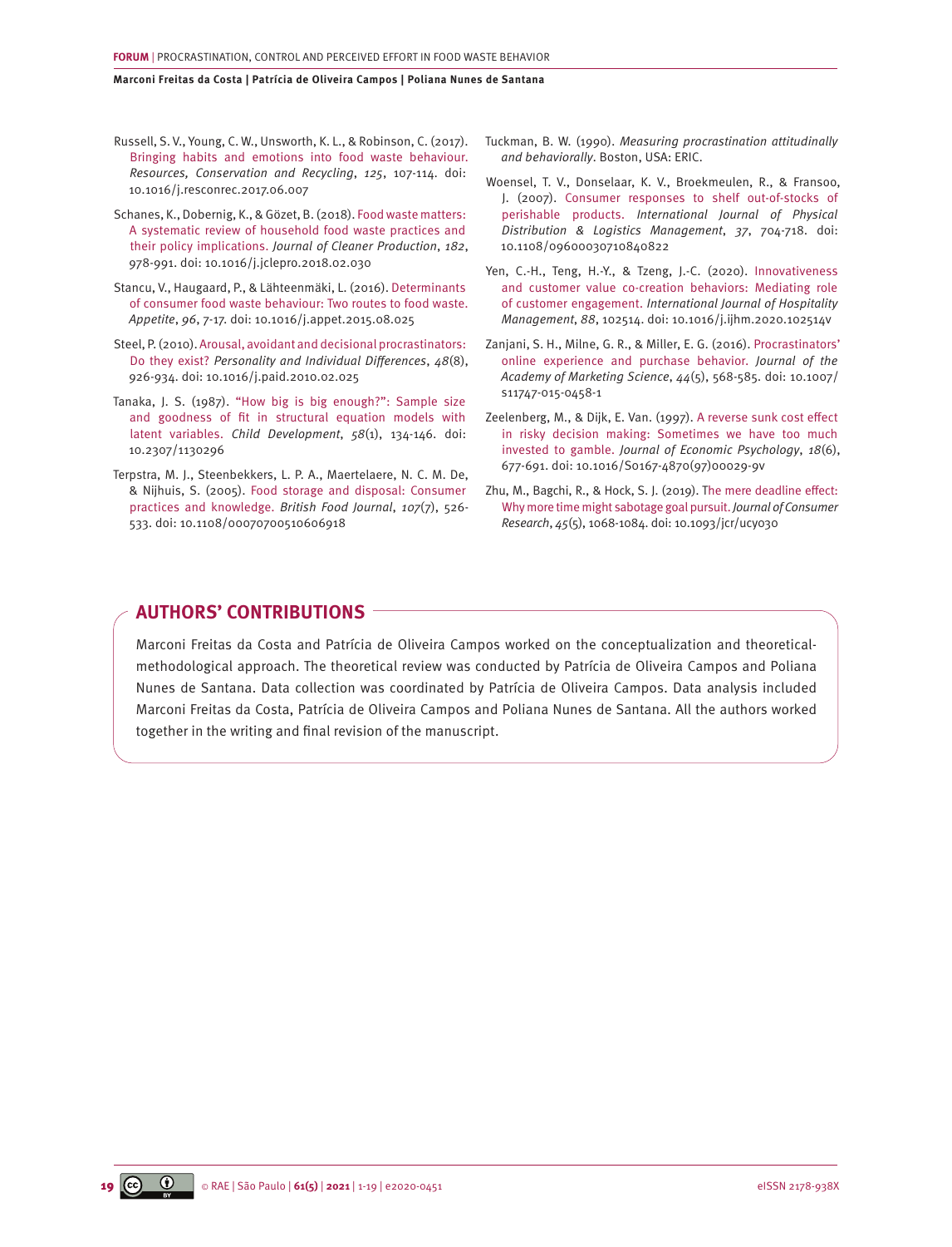Russell, S. V., Young, C. W., Unsworth, K. L., & Robinson, C. (2017). Bringing habits and emotions into food waste behaviour. *Resources, Conservation and Recycling*, *125*, 107-114. doi: 10.1016/j.resconrec.2017.06.007

Schanes, K., Dobernig, K., & Gözet, B. (2018). Food waste matters: A systematic review of household food waste practices and their policy implications. *Journal of Cleaner Production*, *182*, 978-991. doi: 10.1016/j.jclepro.2018.02.030

Stancu, V., Haugaard, P., & Lähteenmäki, L. (2016). Determinants of consumer food waste behaviour: Two routes to food waste. *Appetite*, *96*, 7-17. doi: 10.1016/j.appet.2015.08.025

Steel, P. (2010). Arousal, avoidant and decisional procrastinators: Do they exist? *Personality and Individual Differences*, *48*(8), 926-934. doi: 10.1016/j.paid.2010.02.025

Tanaka, J. S. (1987). "How big is big enough?": Sample size and goodness of fit in structural equation models with latent variables. *Child Development*, *58*(1), 134-146. doi: 10.2307/1130296

Terpstra, M. J., Steenbekkers, L. P. A., Maertelaere, N. C. M. De, & Nijhuis, S. (2005). Food storage and disposal: Consumer practices and knowledge. *British Food Journal*, *107*(7), 526-533. doi: 10.1108/00070700510606918

Tuckman, B. W. (1990). *Measuring procrastination attitudinally and behaviorally*. Boston, USA: ERIC.

Woensel, T. V., Donselaar, K. V., Broekmeulen, R., & Fransoo, J. (2007). Consumer responses to shelf out-of-stocks of perishable products. *International Journal of Physical Distribution & Logistics Management*, *37*, 704-718. doi: 10.1108/09600030710840822

Yen, C.-H., Teng, H.-Y., & Tzeng, J.-C. (2020). Innovativeness and customer value co-creation behaviors: Mediating role of customer engagement. *International Journal of Hospitality Management*, *88*, 102514. doi: 10.1016/j.ijhm.2020.102514v

Zanjani, S. H., Milne, G. R., & Miller, E. G. (2016). Procrastinators' online experience and purchase behavior. *Journal of the Academy of Marketing Science*, *44*(5), 568-585. doi: 10.1007/s11747-015-0458-1

Zeelenberg, M., & Dijk, E. Van. (1997). A reverse sunk cost effect in risky decision making: Sometimes we have too much invested to gamble. *Journal of Economic Psychology*, *18*(6), 677-691. doi: 10.1016/S0167-4870(97)00029-9v

Zhu, M., Bagchi, R., & Hock, S. J. (2019). The mere deadline effect: Why more time might sabotage goal pursuit. *Journal of Consumer Research*, *45*(5), 1068-1084. doi: 10.1093/jcr/ucy030

## AUTHORS' CONTRIBUTIONS

Marconi Freitas da Costa and Patrícia de Oliveira Campos worked on the conceptualization and theoretical-methodological approach. The theoretical review was conducted by Patrícia de Oliveira Campos and Poliana Nunes de Santana. Data collection was coordinated by Patrícia de Oliveira Campos. Data analysis included Marconi Freitas da Costa, Patrícia de Oliveira Campos and Poliana Nunes de Santana. All the authors worked together in the writing and final revision of the manuscript.